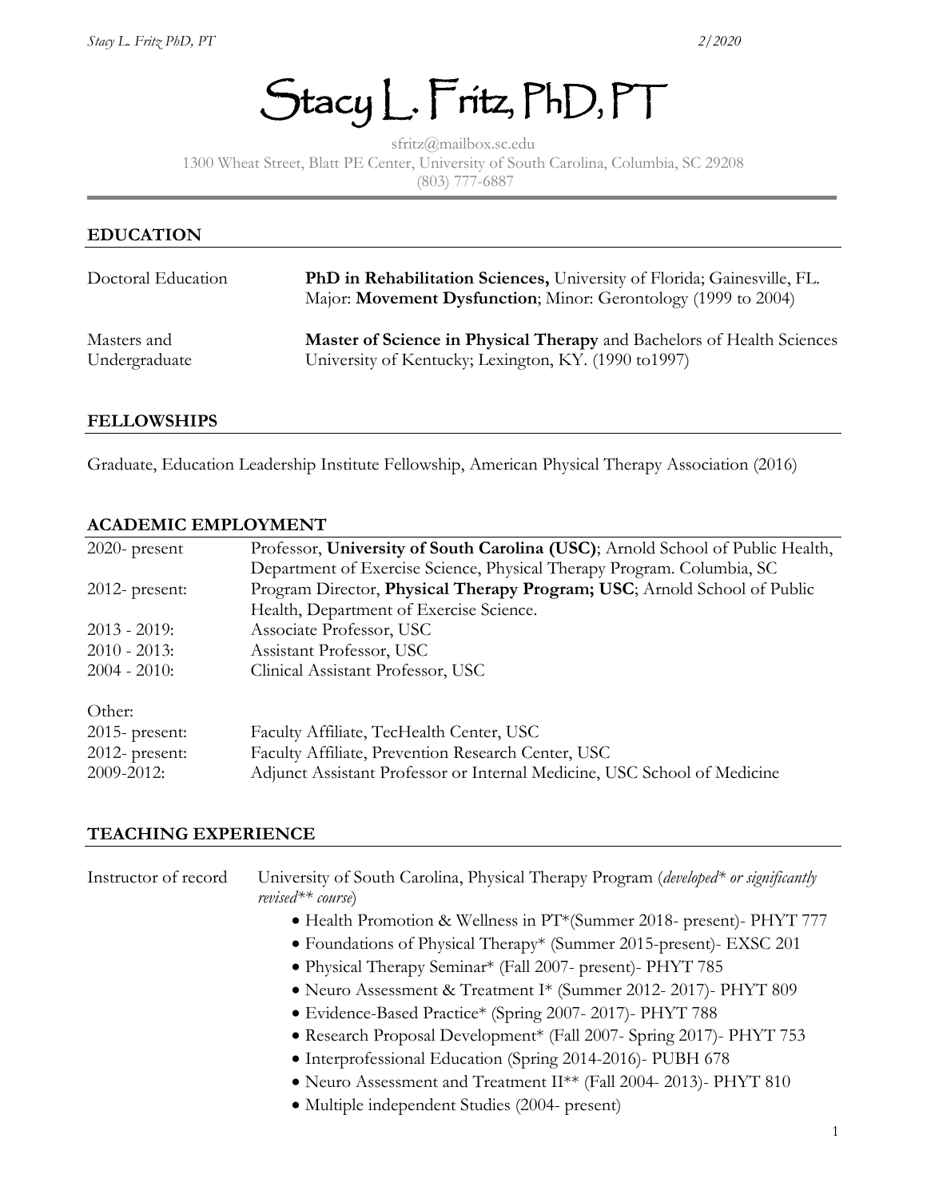# Stacy L. Fritz, PhD, PT

sfritz@mailbox.sc.edu
1300 Wheat Street, Blatt PE Center, University of South Carolina, Columbia, SC 29208
(803) 777-6887

## EDUCATION

| | |
|---|---|
| Doctoral Education | **PhD in Rehabilitation Sciences,** University of Florida; Gainesville, FL. Major: **Movement Dysfunction**; Minor: Gerontology (1999 to 2004) |
| Masters and Undergraduate | **Master of Science in Physical Therapy** and Bachelors of Health Sciences University of Kentucky; Lexington, KY. (1990 to1997) |

## FELLOWSHIPS

Graduate, Education Leadership Institute Fellowship, American Physical Therapy Association (2016)

## ACADEMIC EMPLOYMENT

| | |
|---|---|
| 2020- present | Professor, **University of South Carolina (USC)**; Arnold School of Public Health, Department of Exercise Science, Physical Therapy Program. Columbia, SC |
| 2012- present: | Program Director, **Physical Therapy Program; USC**; Arnold School of Public Health, Department of Exercise Science. |
| 2013 - 2019: | Associate Professor, USC |
| 2010 - 2013: | Assistant Professor, USC |
| 2004 - 2010: | Clinical Assistant Professor, USC |

Other:

| | |
|---|---|
| 2015- present: | Faculty Affiliate, TecHealth Center, USC |
| 2012- present: | Faculty Affiliate, Prevention Research Center, USC |
| 2009-2012: | Adjunct Assistant Professor or Internal Medicine, USC School of Medicine |

## TEACHING EXPERIENCE

Instructor of record — University of South Carolina, Physical Therapy Program (*developed* or significantly revised** course*)

- Health Promotion & Wellness in PT*(Summer 2018- present)- PHYT 777
- Foundations of Physical Therapy* (Summer 2015-present)- EXSC 201
- Physical Therapy Seminar* (Fall 2007- present)- PHYT 785
- Neuro Assessment & Treatment I* (Summer 2012- 2017)- PHYT 809
- Evidence-Based Practice* (Spring 2007- 2017)- PHYT 788
- Research Proposal Development* (Fall 2007- Spring 2017)- PHYT 753
- Interprofessional Education (Spring 2014-2016)- PUBH 678
- Neuro Assessment and Treatment II** (Fall 2004- 2013)- PHYT 810
- Multiple independent Studies (2004- present)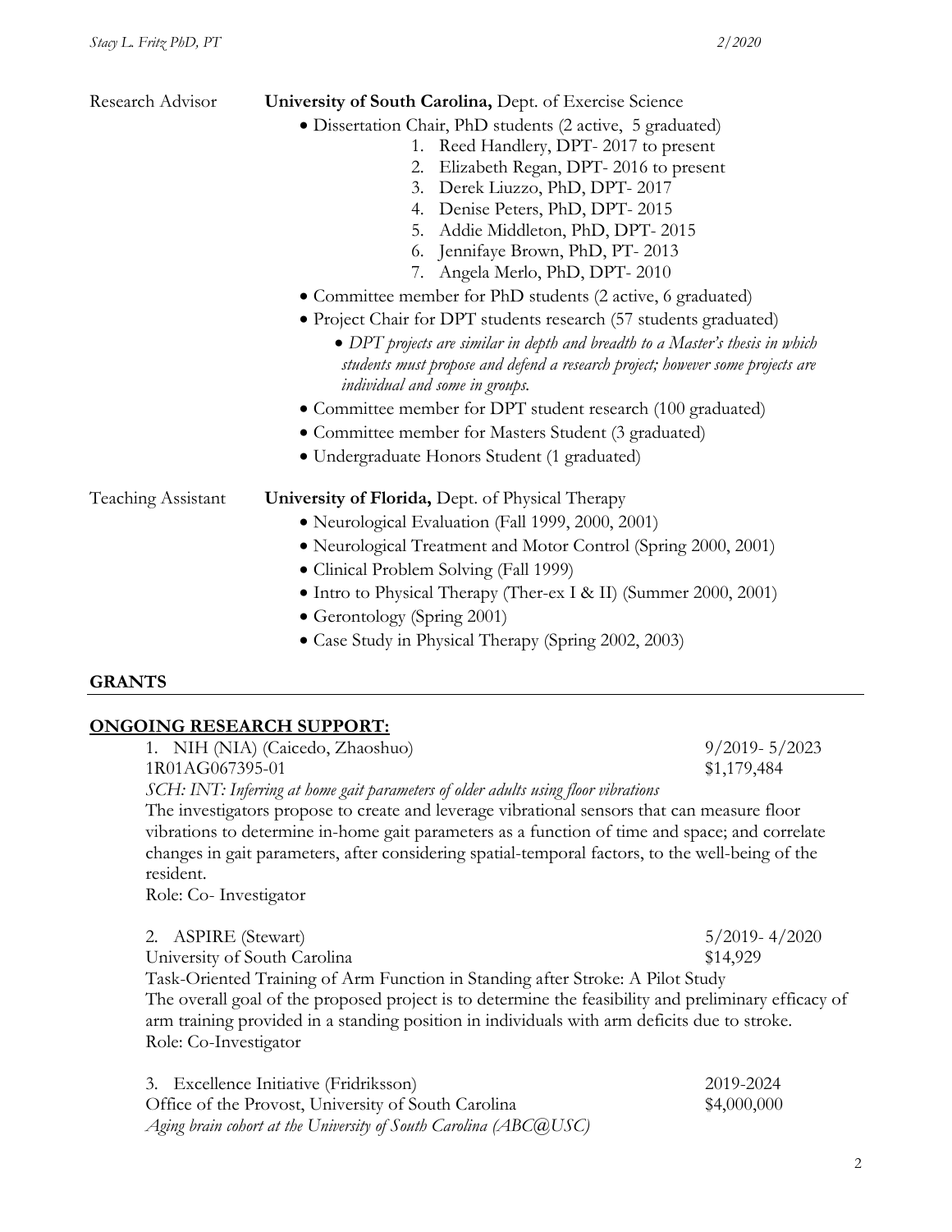Research Advisor **University of South Carolina,** Dept. of Exercise Science

- Dissertation Chair, PhD students (2 active, 5 graduated)
  1. Reed Handlery, DPT- 2017 to present
  2. Elizabeth Regan, DPT- 2016 to present
  3. Derek Liuzzo, PhD, DPT- 2017
  4. Denise Peters, PhD, DPT- 2015
  5. Addie Middleton, PhD, DPT- 2015
  6. Jennifaye Brown, PhD, PT- 2013
  7. Angela Merlo, PhD, DPT- 2010
- Committee member for PhD students (2 active, 6 graduated)
- Project Chair for DPT students research (57 students graduated)
  - *DPT projects are similar in depth and breadth to a Master's thesis in which students must propose and defend a research project; however some projects are individual and some in groups.*
- Committee member for DPT student research (100 graduated)
- Committee member for Masters Student (3 graduated)
- Undergraduate Honors Student (1 graduated)

Teaching Assistant **University of Florida,** Dept. of Physical Therapy

- Neurological Evaluation (Fall 1999, 2000, 2001)
- Neurological Treatment and Motor Control (Spring 2000, 2001)
- Clinical Problem Solving (Fall 1999)
- Intro to Physical Therapy (Ther-ex I & II) (Summer 2000, 2001)
- Gerontology (Spring 2001)
- Case Study in Physical Therapy (Spring 2002, 2003)

## GRANTS

### ONGOING RESEARCH SUPPORT:

1. NIH (NIA) (Caicedo, Zhaoshuo) 9/2019- 5/2023
1R01AG067395-01 $1,179,484
*SCH: INT: Inferring at home gait parameters of older adults using floor vibrations*
The investigators propose to create and leverage vibrational sensors that can measure floor vibrations to determine in-home gait parameters as a function of time and space; and correlate changes in gait parameters, after considering spatial-temporal factors, to the well-being of the resident.
Role: Co- Investigator

2. ASPIRE (Stewart) 5/2019- 4/2020
University of South Carolina $14,929
Task-Oriented Training of Arm Function in Standing after Stroke: A Pilot Study
The overall goal of the proposed project is to determine the feasibility and preliminary efficacy of arm training provided in a standing position in individuals with arm deficits due to stroke.
Role: Co-Investigator

3. Excellence Initiative (Fridriksson) 2019-2024
Office of the Provost, University of South Carolina $4,000,000
*Aging brain cohort at the University of South Carolina (ABC@USC)*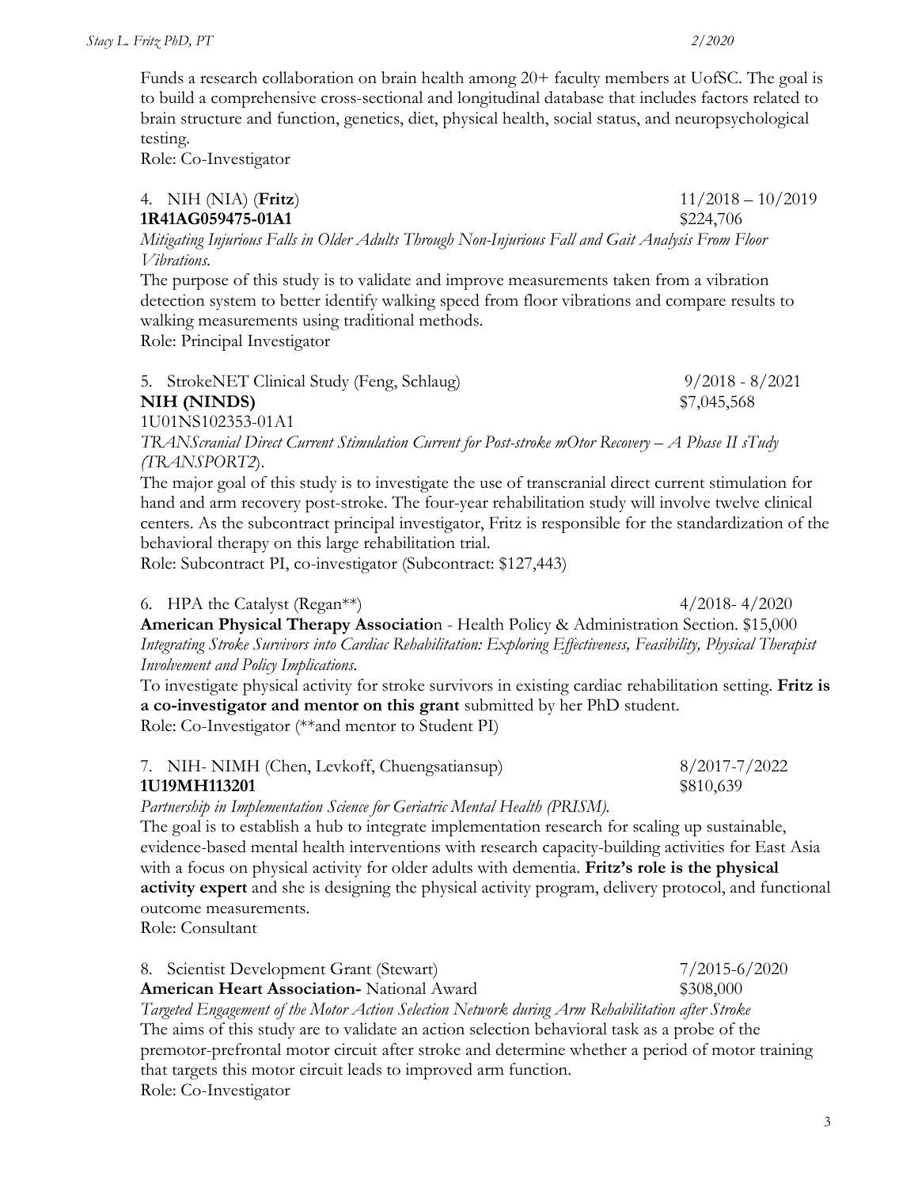Funds a research collaboration on brain health among 20+ faculty members at UofSC. The goal is to build a comprehensive cross-sectional and longitudinal database that includes factors related to brain structure and function, genetics, diet, physical health, social status, and neuropsychological testing.
Role: Co-Investigator

4. NIH (NIA) (**Fritz**) 11/2018 – 10/2019
**1R41AG059475-01A1** $224,706
*Mitigating Injurious Falls in Older Adults Through Non-Injurious Fall and Gait Analysis From Floor Vibrations.*
The purpose of this study is to validate and improve measurements taken from a vibration detection system to better identify walking speed from floor vibrations and compare results to walking measurements using traditional methods.
Role: Principal Investigator

5. StrokeNET Clinical Study (Feng, Schlaug) 9/2018 - 8/2021
**NIH (NINDS)** $7,045,568
1U01NS102353-01A1
*TRANScranial Direct Current Stimulation Current for Post-stroke mOtor Recovery – A Phase II sTudy (TRANSPORT2).*
The major goal of this study is to investigate the use of transcranial direct current stimulation for hand and arm recovery post-stroke. The four-year rehabilitation study will involve twelve clinical centers. As the subcontract principal investigator, Fritz is responsible for the standardization of the behavioral therapy on this large rehabilitation trial.
Role: Subcontract PI, co-investigator (Subcontract: $127,443)

6. HPA the Catalyst (Regan**) 4/2018- 4/2020
**American Physical Therapy Associatio**n - Health Policy & Administration Section. $15,000
*Integrating Stroke Survivors into Cardiac Rehabilitation: Exploring Effectiveness, Feasibility, Physical Therapist Involvement and Policy Implications.*
To investigate physical activity for stroke survivors in existing cardiac rehabilitation setting. **Fritz is a co-investigator and mentor on this grant** submitted by her PhD student.
Role: Co-Investigator (**and mentor to Student PI)

7. NIH- NIMH (Chen, Levkoff, Chuengsatiansup) 8/2017-7/2022
**1U19MH113201** $810,639
*Partnership in Implementation Science for Geriatric Mental Health (PRISM).*
The goal is to establish a hub to integrate implementation research for scaling up sustainable, evidence-based mental health interventions with research capacity-building activities for East Asia with a focus on physical activity for older adults with dementia. **Fritz's role is the physical activity expert** and she is designing the physical activity program, delivery protocol, and functional outcome measurements.
Role: Consultant

8. Scientist Development Grant (Stewart) 7/2015-6/2020
**American Heart Association-** National Award $308,000
*Targeted Engagement of the Motor Action Selection Network during Arm Rehabilitation after Stroke*
The aims of this study are to validate an action selection behavioral task as a probe of the premotor-prefrontal motor circuit after stroke and determine whether a period of motor training that targets this motor circuit leads to improved arm function.
Role: Co-Investigator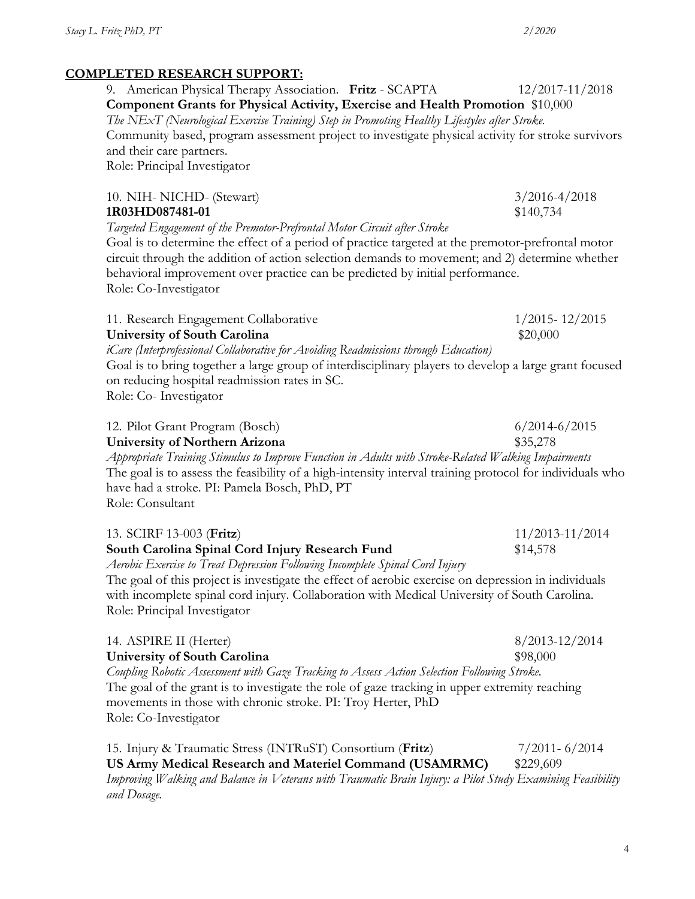## **COMPLETED RESEARCH SUPPORT:**

9. American Physical Therapy Association. **Fritz** - SCAPTA 12/2017-11/2018
**Component Grants for Physical Activity, Exercise and Health Promotion** $10,000
*The NExT (Neurological Exercise Training) Step in Promoting Healthy Lifestyles after Stroke.*
Community based, program assessment project to investigate physical activity for stroke survivors and their care partners.
Role: Principal Investigator

10. NIH- NICHD- (Stewart) 3/2016-4/2018
**1R03HD087481-01** $140,734
*Targeted Engagement of the Premotor-Prefrontal Motor Circuit after Stroke*
Goal is to determine the effect of a period of practice targeted at the premotor-prefrontal motor circuit through the addition of action selection demands to movement; and 2) determine whether behavioral improvement over practice can be predicted by initial performance.
Role: Co-Investigator

11. Research Engagement Collaborative 1/2015- 12/2015
**University of South Carolina** $20,000
*iCare (Interprofessional Collaborative for Avoiding Readmissions through Education)*
Goal is to bring together a large group of interdisciplinary players to develop a large grant focused on reducing hospital readmission rates in SC.
Role: Co- Investigator

12. Pilot Grant Program (Bosch) 6/2014-6/2015
**University of Northern Arizona** $35,278
*Appropriate Training Stimulus to Improve Function in Adults with Stroke-Related Walking Impairments*
The goal is to assess the feasibility of a high-intensity interval training protocol for individuals who have had a stroke. PI: Pamela Bosch, PhD, PT
Role: Consultant

13. SCIRF 13-003 (**Fritz**) 11/2013-11/2014
**South Carolina Spinal Cord Injury Research Fund** $14,578
*Aerobic Exercise to Treat Depression Following Incomplete Spinal Cord Injury*
The goal of this project is investigate the effect of aerobic exercise on depression in individuals with incomplete spinal cord injury. Collaboration with Medical University of South Carolina.
Role: Principal Investigator

14. ASPIRE II (Herter) 8/2013-12/2014
**University of South Carolina** $98,000
*Coupling Robotic Assessment with Gaze Tracking to Assess Action Selection Following Stroke.*
The goal of the grant is to investigate the role of gaze tracking in upper extremity reaching movements in those with chronic stroke. PI: Troy Herter, PhD
Role: Co-Investigator

15. Injury & Traumatic Stress (INTRuST) Consortium (**Fritz**) 7/2011- 6/2014
**US Army Medical Research and Materiel Command (USAMRMC)** $229,609
*Improving Walking and Balance in Veterans with Traumatic Brain Injury: a Pilot Study Examining Feasibility and Dosage.*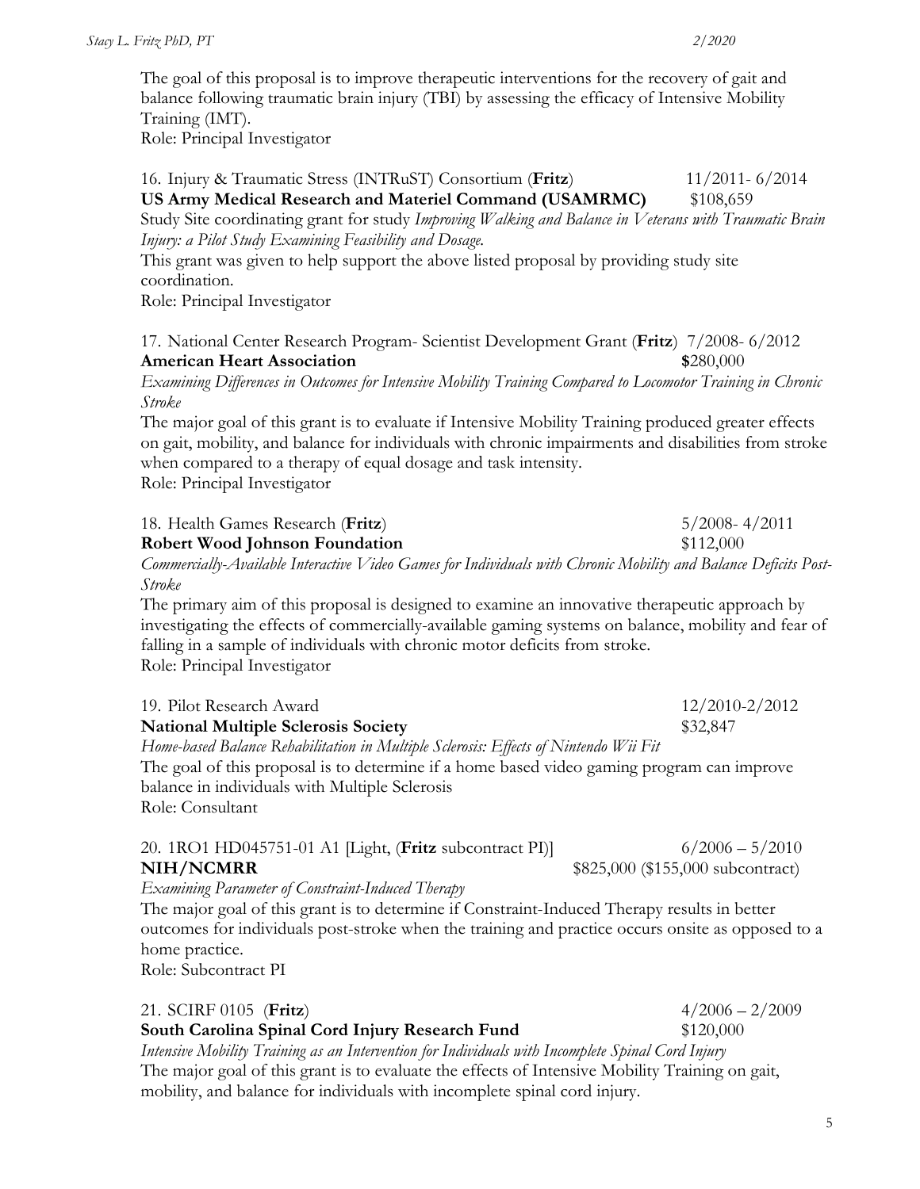The goal of this proposal is to improve therapeutic interventions for the recovery of gait and balance following traumatic brain injury (TBI) by assessing the efficacy of Intensive Mobility Training (IMT).
Role: Principal Investigator

16. Injury & Traumatic Stress (INTRuST) Consortium (**Fritz**) 11/2011- 6/2014
**US Army Medical Research and Materiel Command (USAMRMC)** $108,659
Study Site coordinating grant for study *Improving Walking and Balance in Veterans with Traumatic Brain Injury: a Pilot Study Examining Feasibility and Dosage.*
This grant was given to help support the above listed proposal by providing study site coordination.
Role: Principal Investigator

17. National Center Research Program- Scientist Development Grant (**Fritz**) 7/2008- 6/2012
**American Heart Association** **$**280,000
*Examining Differences in Outcomes for Intensive Mobility Training Compared to Locomotor Training in Chronic Stroke*
The major goal of this grant is to evaluate if Intensive Mobility Training produced greater effects on gait, mobility, and balance for individuals with chronic impairments and disabilities from stroke when compared to a therapy of equal dosage and task intensity.
Role: Principal Investigator

18. Health Games Research (**Fritz**) 5/2008- 4/2011
**Robert Wood Johnson Foundation** $112,000
*Commercially-Available Interactive Video Games for Individuals with Chronic Mobility and Balance Deficits Post-Stroke*
The primary aim of this proposal is designed to examine an innovative therapeutic approach by investigating the effects of commercially-available gaming systems on balance, mobility and fear of falling in a sample of individuals with chronic motor deficits from stroke.
Role: Principal Investigator

19. Pilot Research Award 12/2010-2/2012
**National Multiple Sclerosis Society** $32,847
*Home-based Balance Rehabilitation in Multiple Sclerosis: Effects of Nintendo Wii Fit*
The goal of this proposal is to determine if a home based video gaming program can improve balance in individuals with Multiple Sclerosis
Role: Consultant

20. 1RO1 HD045751-01 A1 [Light, (**Fritz** subcontract PI)] 6/2006 – 5/2010
**NIH/NCMRR** $825,000 ($155,000 subcontract)
*Examining Parameter of Constraint-Induced Therapy*
The major goal of this grant is to determine if Constraint-Induced Therapy results in better outcomes for individuals post-stroke when the training and practice occurs onsite as opposed to a home practice.
Role: Subcontract PI

21. SCIRF 0105 (**Fritz**) 4/2006 – 2/2009
**South Carolina Spinal Cord Injury Research Fund** $120,000
*Intensive Mobility Training as an Intervention for Individuals with Incomplete Spinal Cord Injury*
The major goal of this grant is to evaluate the effects of Intensive Mobility Training on gait, mobility, and balance for individuals with incomplete spinal cord injury.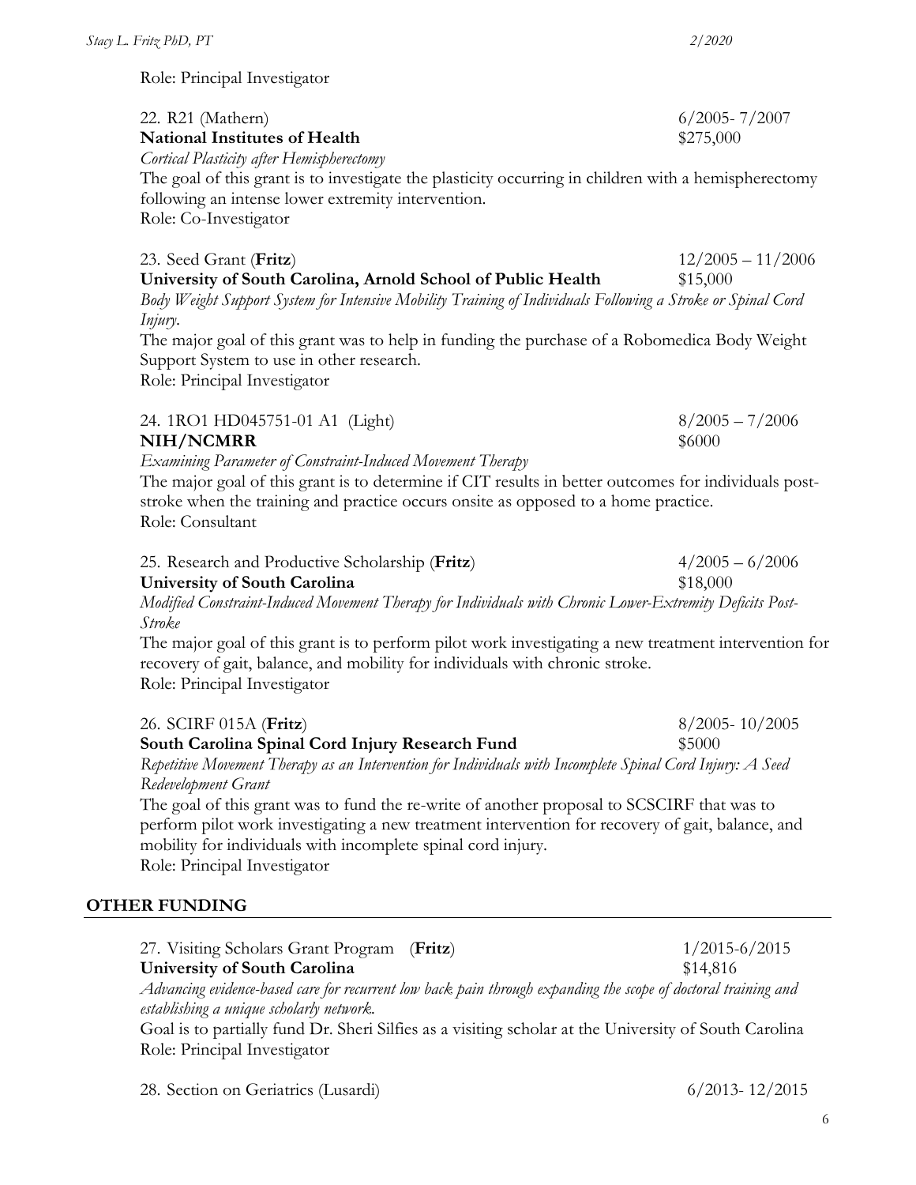Role: Principal Investigator

22. R21 (Mathern) 6/2005- 7/2007
**National Institutes of Health** $275,000
*Cortical Plasticity after Hemispherectomy*
The goal of this grant is to investigate the plasticity occurring in children with a hemispherectomy following an intense lower extremity intervention.
Role: Co-Investigator

23. Seed Grant (**Fritz**) 12/2005 – 11/2006
**University of South Carolina, Arnold School of Public Health** $15,000
*Body Weight Support System for Intensive Mobility Training of Individuals Following a Stroke or Spinal Cord Injury.*
The major goal of this grant was to help in funding the purchase of a Robomedica Body Weight Support System to use in other research.
Role: Principal Investigator

24. 1RO1 HD045751-01 A1 (Light) 8/2005 – 7/2006
**NIH/NCMRR** $6000
*Examining Parameter of Constraint-Induced Movement Therapy*
The major goal of this grant is to determine if CIT results in better outcomes for individuals post-stroke when the training and practice occurs onsite as opposed to a home practice.
Role: Consultant

25. Research and Productive Scholarship (**Fritz**) 4/2005 – 6/2006
**University of South Carolina** $18,000
*Modified Constraint-Induced Movement Therapy for Individuals with Chronic Lower-Extremity Deficits Post-Stroke*
The major goal of this grant is to perform pilot work investigating a new treatment intervention for recovery of gait, balance, and mobility for individuals with chronic stroke.
Role: Principal Investigator

26. SCIRF 015A (**Fritz**) 8/2005- 10/2005
**South Carolina Spinal Cord Injury Research Fund** $5000
*Repetitive Movement Therapy as an Intervention for Individuals with Incomplete Spinal Cord Injury: A Seed Redevelopment Grant*
The goal of this grant was to fund the re-write of another proposal to SCSCIRF that was to perform pilot work investigating a new treatment intervention for recovery of gait, balance, and mobility for individuals with incomplete spinal cord injury.
Role: Principal Investigator

## OTHER FUNDING

27. Visiting Scholars Grant Program (**Fritz**) 1/2015-6/2015
**University of South Carolina** $14,816
*Advancing evidence-based care for recurrent low back pain through expanding the scope of doctoral training and establishing a unique scholarly network.*
Goal is to partially fund Dr. Sheri Silfies as a visiting scholar at the University of South Carolina
Role: Principal Investigator

28. Section on Geriatrics (Lusardi) 6/2013- 12/2015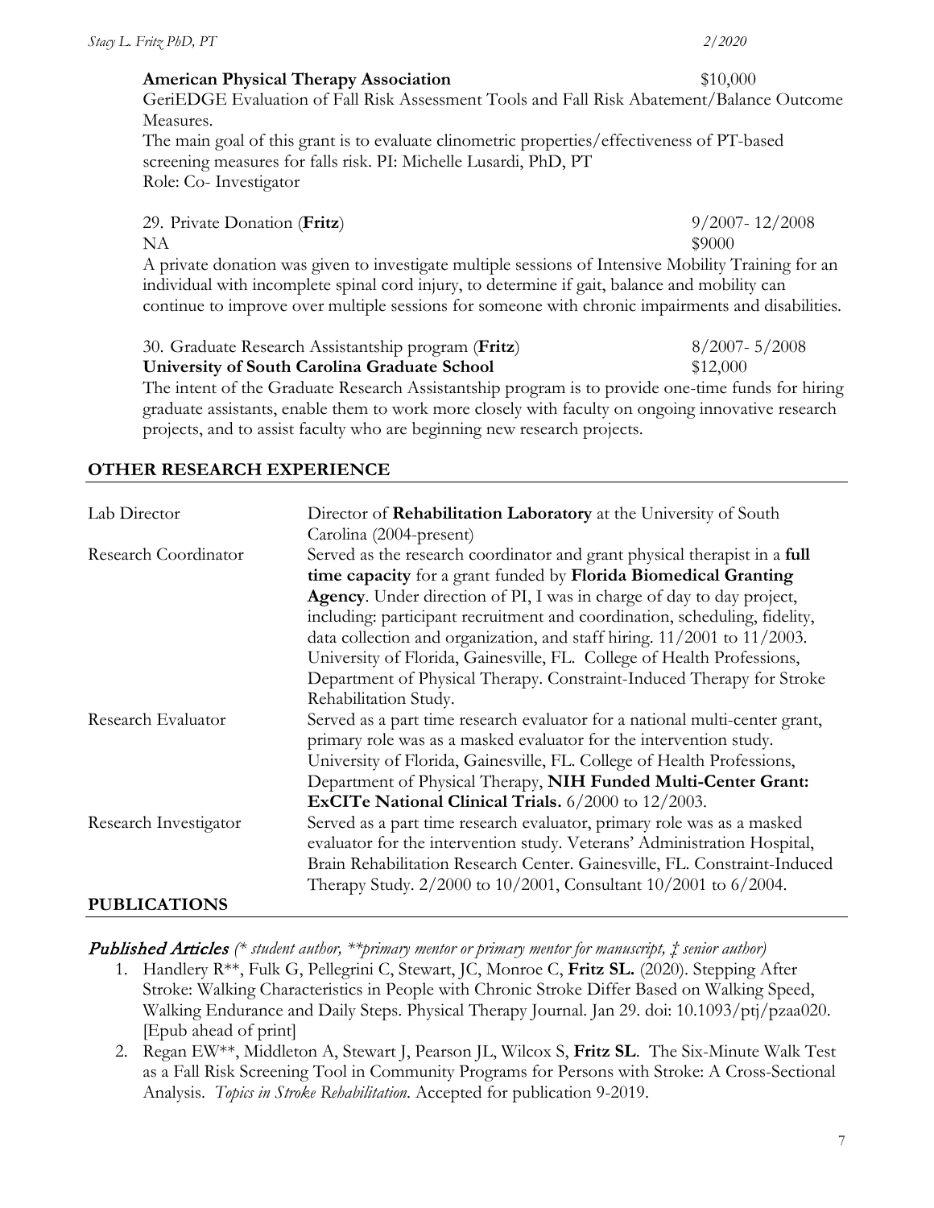**American Physical Therapy Association** $10,000

GeriEDGE Evaluation of Fall Risk Assessment Tools and Fall Risk Abatement/Balance Outcome Measures.

The main goal of this grant is to evaluate clinometric properties/effectiveness of PT-based screening measures for falls risk. PI: Michelle Lusardi, PhD, PT

Role: Co- Investigator

29. Private Donation (**Fritz**) 9/2007- 12/2008
NA $9000

A private donation was given to investigate multiple sessions of Intensive Mobility Training for an individual with incomplete spinal cord injury, to determine if gait, balance and mobility can continue to improve over multiple sessions for someone with chronic impairments and disabilities.

30. Graduate Research Assistantship program (**Fritz**) 8/2007- 5/2008
**University of South Carolina Graduate School** $12,000

The intent of the Graduate Research Assistantship program is to provide one-time funds for hiring graduate assistants, enable them to work more closely with faculty on ongoing innovative research projects, and to assist faculty who are beginning new research projects.

## OTHER RESEARCH EXPERIENCE

| | |
|---|---|
| Lab Director | Director of **Rehabilitation Laboratory** at the University of South Carolina (2004-present) |
| Research Coordinator | Served as the research coordinator and grant physical therapist in a **full time capacity** for a grant funded by **Florida Biomedical Granting Agency**. Under direction of PI, I was in charge of day to day project, including: participant recruitment and coordination, scheduling, fidelity, data collection and organization, and staff hiring. 11/2001 to 11/2003. University of Florida, Gainesville, FL. College of Health Professions, Department of Physical Therapy. Constraint-Induced Therapy for Stroke Rehabilitation Study. |
| Research Evaluator | Served as a part time research evaluator for a national multi-center grant, primary role was as a masked evaluator for the intervention study. University of Florida, Gainesville, FL. College of Health Professions, Department of Physical Therapy, **NIH Funded Multi-Center Grant: ExCITe National Clinical Trials.** 6/2000 to 12/2003. |
| Research Investigator | Served as a part time research evaluator, primary role was as a masked evaluator for the intervention study. Veterans' Administration Hospital, Brain Rehabilitation Research Center. Gainesville, FL. Constraint-Induced Therapy Study. 2/2000 to 10/2001, Consultant 10/2001 to 6/2004. |

## PUBLICATIONS

***Published Articles*** *(\* student author, \*\*primary mentor or primary mentor for manuscript, ‡ senior author)*

1. Handlery R**, Fulk G, Pellegrini C, Stewart, JC, Monroe C, **Fritz SL.** (2020). Stepping After Stroke: Walking Characteristics in People with Chronic Stroke Differ Based on Walking Speed, Walking Endurance and Daily Steps. Physical Therapy Journal. Jan 29. doi: 10.1093/ptj/pzaa020. [Epub ahead of print]
2. Regan EW**, Middleton A, Stewart J, Pearson JL, Wilcox S, **Fritz SL**. The Six-Minute Walk Test as a Fall Risk Screening Tool in Community Programs for Persons with Stroke: A Cross-Sectional Analysis. *Topics in Stroke Rehabilitation*. Accepted for publication 9-2019.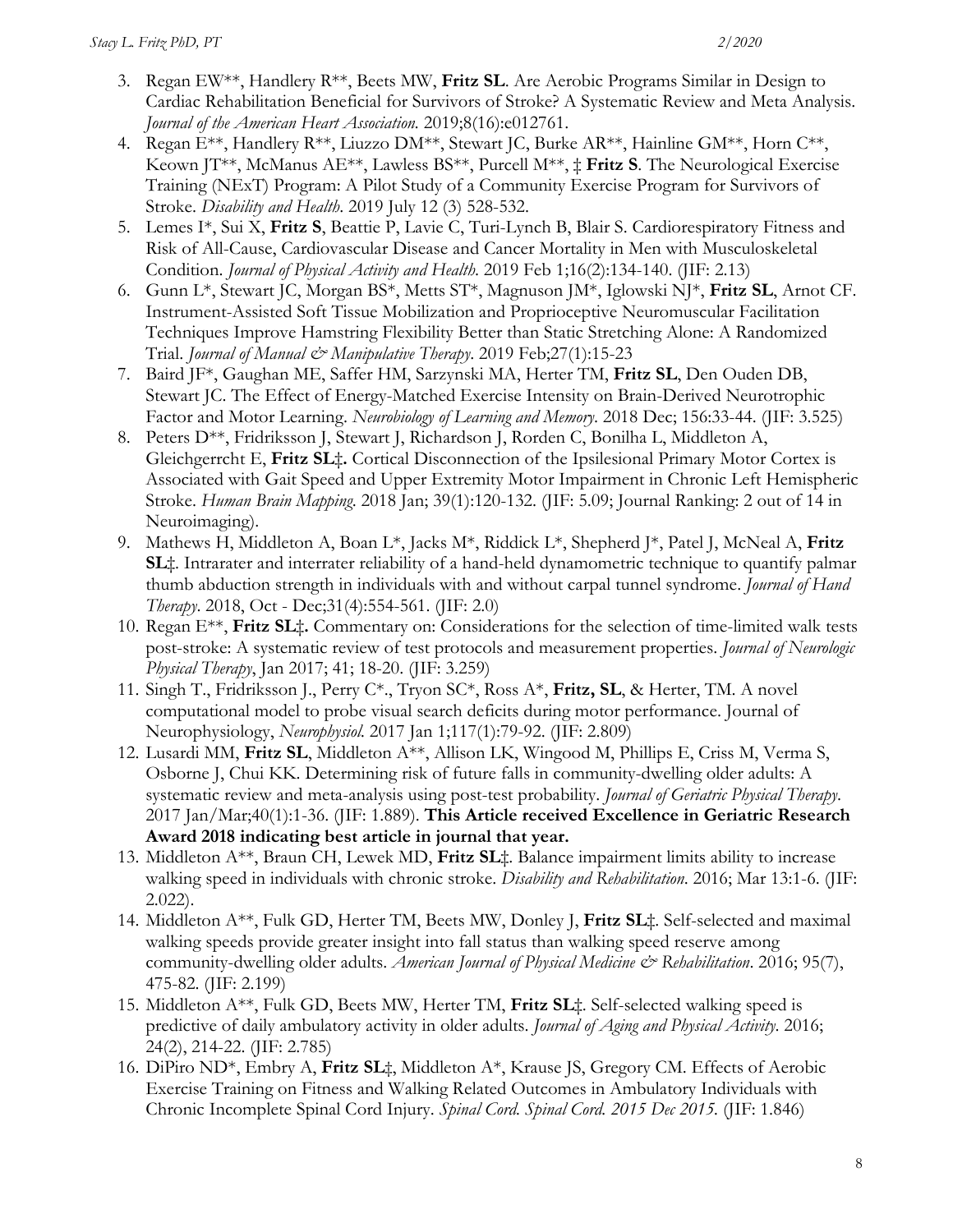3. Regan EW**, Handlery R**, Beets MW, **Fritz SL**. Are Aerobic Programs Similar in Design to Cardiac Rehabilitation Beneficial for Survivors of Stroke? A Systematic Review and Meta Analysis. *Journal of the American Heart Association.* 2019;8(16):e012761.
4. Regan E**, Handlery R**, Liuzzo DM**, Stewart JC, Burke AR**, Hainline GM**, Horn C**, Keown JT**, McManus AE**, Lawless BS**, Purcell M**, ‡ **Fritz S**. The Neurological Exercise Training (NExT) Program: A Pilot Study of a Community Exercise Program for Survivors of Stroke. *Disability and Health*. 2019 July 12 (3) 528-532.
5. Lemes I*, Sui X, **Fritz S**, Beattie P, Lavie C, Turi-Lynch B, Blair S. Cardiorespiratory Fitness and Risk of All-Cause, Cardiovascular Disease and Cancer Mortality in Men with Musculoskeletal Condition. *Journal of Physical Activity and Health.* 2019 Feb 1;16(2):134-140. (JIF: 2.13)
6. Gunn L*, Stewart JC, Morgan BS*, Metts ST*, Magnuson JM*, Iglowski NJ*, **Fritz SL**, Arnot CF. Instrument-Assisted Soft Tissue Mobilization and Proprioceptive Neuromuscular Facilitation Techniques Improve Hamstring Flexibility Better than Static Stretching Alone: A Randomized Trial. *Journal of Manual & Manipulative Therapy*. 2019 Feb;27(1):15-23
7. Baird JF*, Gaughan ME, Saffer HM, Sarzynski MA, Herter TM, **Fritz SL**, Den Ouden DB, Stewart JC. The Effect of Energy-Matched Exercise Intensity on Brain-Derived Neurotrophic Factor and Motor Learning. *Neurobiology of Learning and Memory.* 2018 Dec; 156:33-44. (JIF: 3.525)
8. Peters D**, Fridriksson J, Stewart J, Richardson J, Rorden C, Bonilha L, Middleton A, Gleichgerrcht E, **Fritz SL‡.** Cortical Disconnection of the Ipsilesional Primary Motor Cortex is Associated with Gait Speed and Upper Extremity Motor Impairment in Chronic Left Hemispheric Stroke. *Human Brain Mapping.* 2018 Jan; 39(1):120-132. (JIF: 5.09; Journal Ranking: 2 out of 14 in Neuroimaging).
9. Mathews H, Middleton A, Boan L*, Jacks M*, Riddick L*, Shepherd J*, Patel J, McNeal A, **Fritz SL‡**. Intrarater and interrater reliability of a hand-held dynamometric technique to quantify palmar thumb abduction strength in individuals with and without carpal tunnel syndrome. *Journal of Hand Therapy*. 2018, Oct - Dec;31(4):554-561. (JIF: 2.0)
10. Regan E**, **Fritz SL‡.** Commentary on: Considerations for the selection of time-limited walk tests post-stroke: A systematic review of test protocols and measurement properties. *Journal of Neurologic Physical Therapy*, Jan 2017; 41; 18-20. (JIF: 3.259)
11. Singh T., Fridriksson J., Perry C*., Tryon SC*, Ross A*, **Fritz, SL**, & Herter, TM. A novel computational model to probe visual search deficits during motor performance. Journal of Neurophysiology, *Neurophysiol.* 2017 Jan 1;117(1):79-92. (JIF: 2.809)
12. Lusardi MM, **Fritz SL**, Middleton A**, Allison LK, Wingood M, Phillips E, Criss M, Verma S, Osborne J, Chui KK. Determining risk of future falls in community-dwelling older adults: A systematic review and meta-analysis using post-test probability. *Journal of Geriatric Physical Therapy*. 2017 Jan/Mar;40(1):1-36. (JIF: 1.889). **This Article received Excellence in Geriatric Research Award 2018 indicating best article in journal that year.**
13. Middleton A**, Braun CH, Lewek MD, **Fritz SL‡**. Balance impairment limits ability to increase walking speed in individuals with chronic stroke. *Disability and Rehabilitation*. 2016; Mar 13:1-6. (JIF: 2.022).
14. Middleton A**, Fulk GD, Herter TM, Beets MW, Donley J, **Fritz SL‡**. Self-selected and maximal walking speeds provide greater insight into fall status than walking speed reserve among community-dwelling older adults. *American Journal of Physical Medicine & Rehabilitation*. 2016; 95(7), 475-82. (JIF: 2.199)
15. Middleton A**, Fulk GD, Beets MW, Herter TM, **Fritz SL‡**. Self-selected walking speed is predictive of daily ambulatory activity in older adults. *Journal of Aging and Physical Activity*. 2016; 24(2), 214-22. (JIF: 2.785)
16. DiPiro ND*, Embry A, **Fritz SL‡**, Middleton A*, Krause JS, Gregory CM. Effects of Aerobic Exercise Training on Fitness and Walking Related Outcomes in Ambulatory Individuals with Chronic Incomplete Spinal Cord Injury. *Spinal Cord. Spinal Cord. 2015 Dec 2015.* (JIF: 1.846)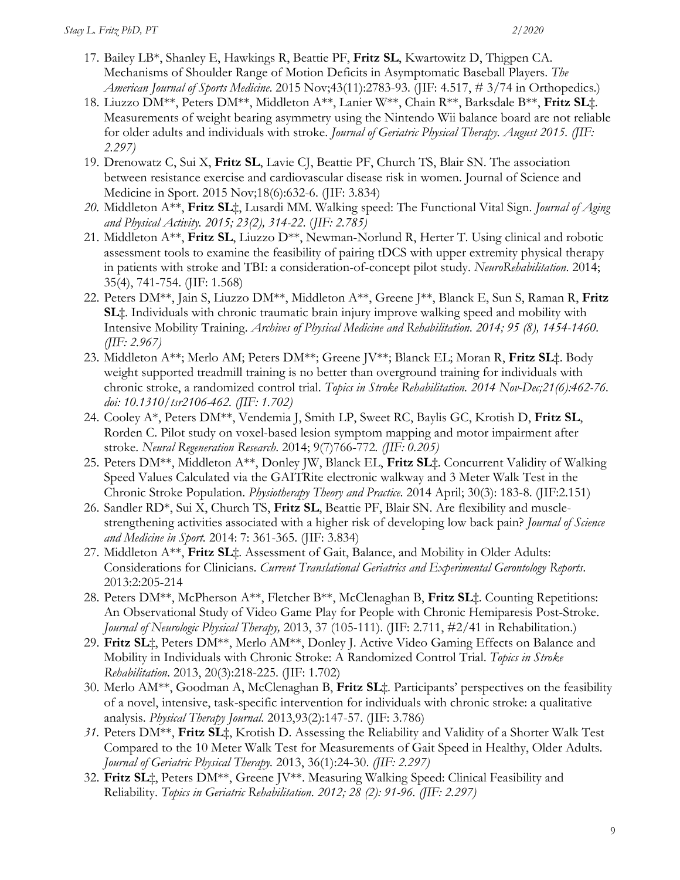17. Bailey LB*, Shanley E, Hawkings R, Beattie PF, **Fritz SL**, Kwartowitz D, Thigpen CA. Mechanisms of Shoulder Range of Motion Deficits in Asymptomatic Baseball Players. *The American Journal of Sports Medicine*. 2015 Nov;43(11):2783-93. (JIF: 4.517, # 3/74 in Orthopedics.)
18. Liuzzo DM**, Peters DM**, Middleton A**, Lanier W**, Chain R**, Barksdale B**, **Fritz SL**‡. Measurements of weight bearing asymmetry using the Nintendo Wii balance board are not reliable for older adults and individuals with stroke. *Journal of Geriatric Physical Therapy. August 2015. (JIF: 2.297)*
19. Drenowatz C, Sui X, **Fritz SL**, Lavie CJ, Beattie PF, Church TS, Blair SN. The association between resistance exercise and cardiovascular disease risk in women. Journal of Science and Medicine in Sport. 2015 Nov;18(6):632-6. (JIF: 3.834)
20. Middleton A**, **Fritz SL**‡, Lusardi MM. Walking speed: The Functional Vital Sign. *Journal of Aging and Physical Activity. 2015; 23(2), 314-22.* (*JIF: 2.785)*
21. Middleton A**, **Fritz SL**, Liuzzo D**, Newman-Norlund R, Herter T. Using clinical and robotic assessment tools to examine the feasibility of pairing tDCS with upper extremity physical therapy in patients with stroke and TBI: a consideration-of-concept pilot study. *NeuroRehabilitation*. 2014; 35(4), 741-754. (JIF: 1.568)
22. Peters DM**, Jain S, Liuzzo DM**, Middleton A**, Greene J**, Blanck E, Sun S, Raman R, **Fritz SL**‡. Individuals with chronic traumatic brain injury improve walking speed and mobility with Intensive Mobility Training. *Archives of Physical Medicine and Rehabilitation. 2014; 95 (8), 1454-1460. (JIF: 2.967)*
23. Middleton A**; Merlo AM; Peters DM**; Greene JV**; Blanck EL; Moran R, **Fritz SL**‡. Body weight supported treadmill training is no better than overground training for individuals with chronic stroke, a randomized control trial. *Topics in Stroke Rehabilitation. 2014 Nov-Dec;21(6):462-76. doi: 10.1310/tsr2106-462. (JIF: 1.702)*
24. Cooley A*, Peters DM**, Vendemia J, Smith LP, Sweet RC, Baylis GC, Krotish D, **Fritz SL**, Rorden C. Pilot study on voxel-based lesion symptom mapping and motor impairment after stroke. *Neural Regeneration Research*. 2014; 9(7)766-772. *(JIF: 0.205)*
25. Peters DM**, Middleton A**, Donley JW, Blanck EL, **Fritz SL**‡. Concurrent Validity of Walking Speed Values Calculated via the GAITRite electronic walkway and 3 Meter Walk Test in the Chronic Stroke Population. *Physiotherapy Theory and Practice*. 2014 April; 30(3): 183-8. (JIF:2.151)
26. Sandler RD*, Sui X, Church TS, **Fritz SL**, Beattie PF, Blair SN. Are flexibility and muscle-strengthening activities associated with a higher risk of developing low back pain? *Journal of Science and Medicine in Sport.* 2014: 7: 361-365. (JIF: 3.834)
27. Middleton A**, **Fritz SL**‡. Assessment of Gait, Balance, and Mobility in Older Adults: Considerations for Clinicians. *Current Translational Geriatrics and Experimental Gerontology Reports*. 2013:2:205-214
28. Peters DM**, McPherson A**, Fletcher B**, McClenaghan B, **Fritz SL**‡. Counting Repetitions: An Observational Study of Video Game Play for People with Chronic Hemiparesis Post-Stroke. *Journal of Neurologic Physical Therapy,* 2013, 37 (105-111). (JIF: 2.711, #2/41 in Rehabilitation.)
29. **Fritz SL**‡, Peters DM**, Merlo AM**, Donley J. Active Video Gaming Effects on Balance and Mobility in Individuals with Chronic Stroke: A Randomized Control Trial. *Topics in Stroke Rehabilitation*. 2013, 20(3):218-225. (JIF: 1.702)
30. Merlo AM**, Goodman A, McClenaghan B, **Fritz SL**‡. Participants' perspectives on the feasibility of a novel, intensive, task-specific intervention for individuals with chronic stroke: a qualitative analysis. *Physical Therapy Journal*. 2013,93(2):147-57. (JIF: 3.786)
31. Peters DM**, **Fritz SL**‡, Krotish D. Assessing the Reliability and Validity of a Shorter Walk Test Compared to the 10 Meter Walk Test for Measurements of Gait Speed in Healthy, Older Adults. *Journal of Geriatric Physical Therapy.* 2013, 36(1):24-30. *(JIF: 2.297)*
32. **Fritz SL**‡, Peters DM**, Greene JV**. Measuring Walking Speed: Clinical Feasibility and Reliability. *Topics in Geriatric Rehabilitation. 2012; 28 (2): 91-96. (JIF: 2.297)*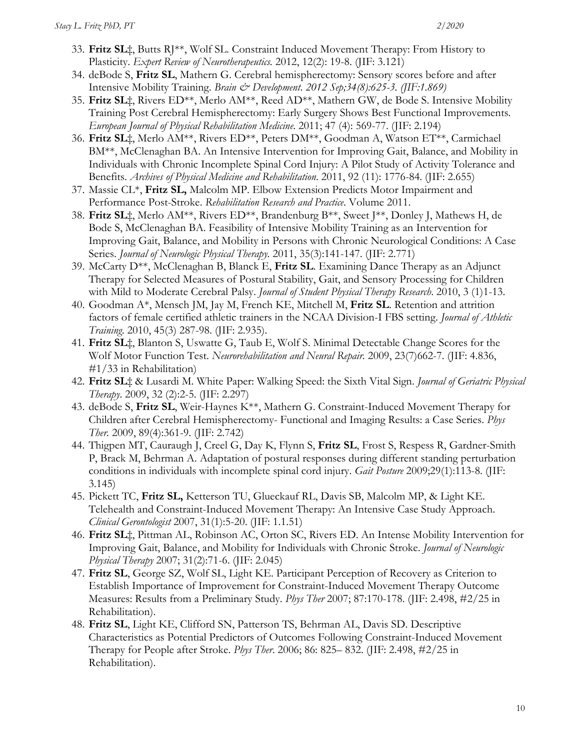33. **Fritz SL‡**, Butts RJ**, Wolf SL. Constraint Induced Movement Therapy: From History to Plasticity. *Expert Review of Neurotherapeutics.* 2012, 12(2): 19-8. (JIF: 3.121)
34. deBode S, **Fritz SL**, Mathern G. Cerebral hemispherectomy: Sensory scores before and after Intensive Mobility Training. *Brain & Development. 2012 Sep;34(8):625-3. (JIF:1.869)*
35. **Fritz SL‡**, Rivers ED**, Merlo AM**, Reed AD**, Mathern GW, de Bode S. Intensive Mobility Training Post Cerebral Hemispherectomy: Early Surgery Shows Best Functional Improvements. *European Journal of Physical Rehabilitation Medicine*. 2011; 47 (4): 569-77. (JIF: 2.194)
36. **Fritz SL‡**, Merlo AM**, Rivers ED**, Peters DM**, Goodman A, Watson ET**, Carmichael BM**, McClenaghan BA. An Intensive Intervention for Improving Gait, Balance, and Mobility in Individuals with Chronic Incomplete Spinal Cord Injury: A Pilot Study of Activity Tolerance and Benefits. *Archives of Physical Medicine and Rehabilitation*. 2011, 92 (11): 1776-84. (JIF: 2.655)
37. Massie CL*, **Fritz SL,** Malcolm MP. Elbow Extension Predicts Motor Impairment and Performance Post-Stroke. *Rehabilitation Research and Practice*. Volume 2011.
38. **Fritz SL‡**, Merlo AM**, Rivers ED**, Brandenburg B**, Sweet J**, Donley J, Mathews H, de Bode S, McClenaghan BA. Feasibility of Intensive Mobility Training as an Intervention for Improving Gait, Balance, and Mobility in Persons with Chronic Neurological Conditions: A Case Series. *Journal of Neurologic Physical Therapy.* 2011, 35(3):141-147. (JIF: 2.771)
39. McCarty D**, McClenaghan B, Blanck E, **Fritz SL**. Examining Dance Therapy as an Adjunct Therapy for Selected Measures of Postural Stability, Gait, and Sensory Processing for Children with Mild to Moderate Cerebral Palsy. *Journal of Student Physical Therapy Research*. 2010, 3 (1)1-13.
40. Goodman A*, Mensch JM, Jay M, French KE, Mitchell M, **Fritz SL**. Retention and attrition factors of female certified athletic trainers in the NCAA Division-I FBS setting. *Journal of Athletic Training*. 2010, 45(3) 287-98. (JIF: 2.935).
41. **Fritz SL‡**, Blanton S, Uswatte G, Taub E, Wolf S. Minimal Detectable Change Scores for the Wolf Motor Function Test. *Neurorehabilitation and Neural Repair.* 2009, 23(7)662-7. (JIF: 4.836, #1/33 in Rehabilitation)
42. **Fritz SL‡** & Lusardi M. White Paper: Walking Speed: the Sixth Vital Sign. *Journal of Geriatric Physical Therapy*. 2009, 32 (2):2-5. (JIF: 2.297)
43. deBode S, **Fritz SL**, Weir-Haynes K**, Mathern G. Constraint-Induced Movement Therapy for Children after Cerebral Hemispherectomy- Functional and Imaging Results: a Case Series. *Phys Ther.* 2009, 89(4):361-9. (JIF: 2.742)
44. Thigpen MT, Cauraugh J, Creel G, Day K, Flynn S, **Fritz SL**, Frost S, Respess R, Gardner-Smith P, Brack M, Behrman A. Adaptation of postural responses during different standing perturbation conditions in individuals with incomplete spinal cord injury. *Gait Posture* 2009;29(1):113-8. (JIF: 3.145)
45. Pickett TC, **Fritz SL,** Ketterson TU, Glueckauf RL, Davis SB, Malcolm MP, & Light KE. Telehealth and Constraint-Induced Movement Therapy: An Intensive Case Study Approach. *Clinical Gerontologist* 2007, 31(1):5-20. (JIF: 1.1.51)
46. **Fritz SL‡**, Pittman AL, Robinson AC, Orton SC, Rivers ED. An Intense Mobility Intervention for Improving Gait, Balance, and Mobility for Individuals with Chronic Stroke. *Journal of Neurologic Physical Therapy* 2007; 31(2):71-6. (JIF: 2.045)
47. **Fritz SL**, George SZ, Wolf SL, Light KE. Participant Perception of Recovery as Criterion to Establish Importance of Improvement for Constraint-Induced Movement Therapy Outcome Measures: Results from a Preliminary Study. *Phys Ther* 2007; 87:170-178. (JIF: 2.498, #2/25 in Rehabilitation).
48. **Fritz SL**, Light KE, Clifford SN, Patterson TS, Behrman AL, Davis SD. Descriptive Characteristics as Potential Predictors of Outcomes Following Constraint-Induced Movement Therapy for People after Stroke. *Phys Ther*. 2006; 86: 825– 832. (JIF: 2.498, #2/25 in Rehabilitation).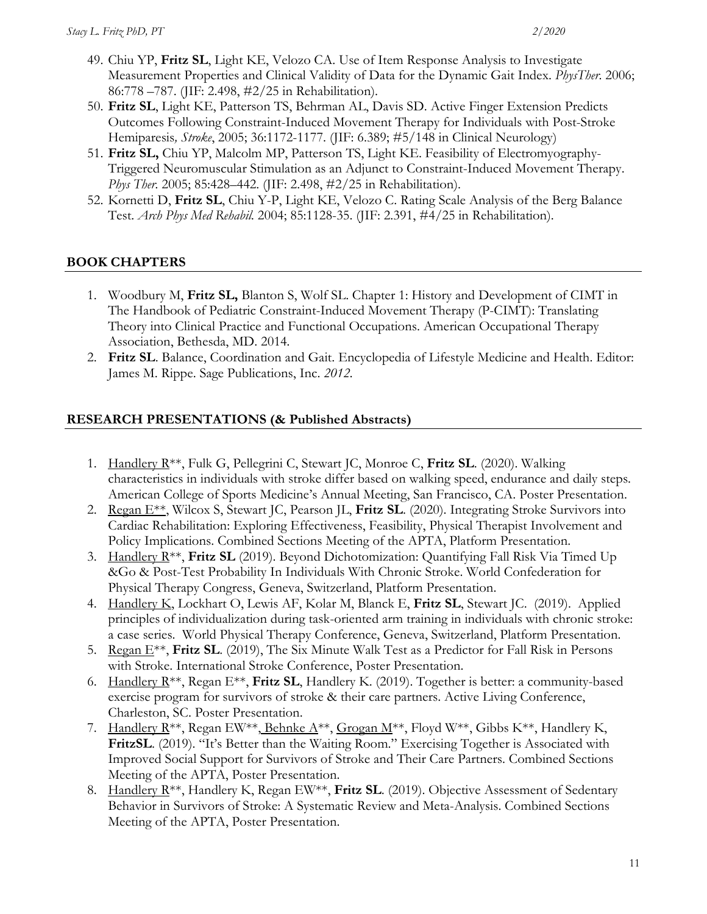49. Chiu YP, **Fritz SL**, Light KE, Velozo CA. Use of Item Response Analysis to Investigate Measurement Properties and Clinical Validity of Data for the Dynamic Gait Index. *PhysTher*. 2006; 86:778 –787. (JIF: 2.498, #2/25 in Rehabilitation).
50. **Fritz SL**, Light KE, Patterson TS, Behrman AL, Davis SD. Active Finger Extension Predicts Outcomes Following Constraint-Induced Movement Therapy for Individuals with Post-Stroke Hemiparesis*, Stroke*, 2005; 36:1172-1177. (JIF: 6.389; #5/148 in Clinical Neurology)
51. **Fritz SL,** Chiu YP, Malcolm MP, Patterson TS, Light KE. Feasibility of Electromyography-Triggered Neuromuscular Stimulation as an Adjunct to Constraint-Induced Movement Therapy. *Phys Ther.* 2005; 85:428–442. (JIF: 2.498, #2/25 in Rehabilitation).
52. Kornetti D, **Fritz SL**, Chiu Y-P, Light KE, Velozo C. Rating Scale Analysis of the Berg Balance Test. *Arch Phys Med Rehabil.* 2004; 85:1128-35. (JIF: 2.391, #4/25 in Rehabilitation).

## BOOK CHAPTERS

1. Woodbury M, **Fritz SL,** Blanton S, Wolf SL. Chapter 1: History and Development of CIMT in The Handbook of Pediatric Constraint-Induced Movement Therapy (P-CIMT): Translating Theory into Clinical Practice and Functional Occupations. American Occupational Therapy Association, Bethesda, MD. 2014.
2. **Fritz SL**. Balance, Coordination and Gait. Encyclopedia of Lifestyle Medicine and Health. Editor: James M. Rippe. Sage Publications, Inc. *2012*.

## RESEARCH PRESENTATIONS (& Published Abstracts)

1. Handlery R**, Fulk G, Pellegrini C, Stewart JC, Monroe C, **Fritz SL**. (2020). Walking characteristics in individuals with stroke differ based on walking speed, endurance and daily steps. American College of Sports Medicine's Annual Meeting, San Francisco, CA. Poster Presentation.
2. Regan E**, Wilcox S, Stewart JC, Pearson JL, **Fritz SL**. (2020). Integrating Stroke Survivors into Cardiac Rehabilitation: Exploring Effectiveness, Feasibility, Physical Therapist Involvement and Policy Implications. Combined Sections Meeting of the APTA, Platform Presentation.
3. Handlery R**, **Fritz SL** (2019). Beyond Dichotomization: Quantifying Fall Risk Via Timed Up &Go & Post-Test Probability In Individuals With Chronic Stroke. World Confederation for Physical Therapy Congress, Geneva, Switzerland, Platform Presentation.
4. Handlery K, Lockhart O, Lewis AF, Kolar M, Blanck E, **Fritz SL**, Stewart JC. (2019). Applied principles of individualization during task-oriented arm training in individuals with chronic stroke: a case series. World Physical Therapy Conference, Geneva, Switzerland, Platform Presentation.
5. Regan E**, **Fritz SL**. (2019), The Six Minute Walk Test as a Predictor for Fall Risk in Persons with Stroke. International Stroke Conference, Poster Presentation.
6. Handlery R**, Regan E**, **Fritz SL**, Handlery K. (2019). Together is better: a community-based exercise program for survivors of stroke & their care partners. Active Living Conference, Charleston, SC. Poster Presentation.
7. Handlery R**, Regan EW**, Behnke A**, Grogan M**, Floyd W**, Gibbs K**, Handlery K, **FritzSL**. (2019). "It's Better than the Waiting Room." Exercising Together is Associated with Improved Social Support for Survivors of Stroke and Their Care Partners. Combined Sections Meeting of the APTA, Poster Presentation.
8. Handlery R**, Handlery K, Regan EW**, **Fritz SL**. (2019). Objective Assessment of Sedentary Behavior in Survivors of Stroke: A Systematic Review and Meta-Analysis. Combined Sections Meeting of the APTA, Poster Presentation.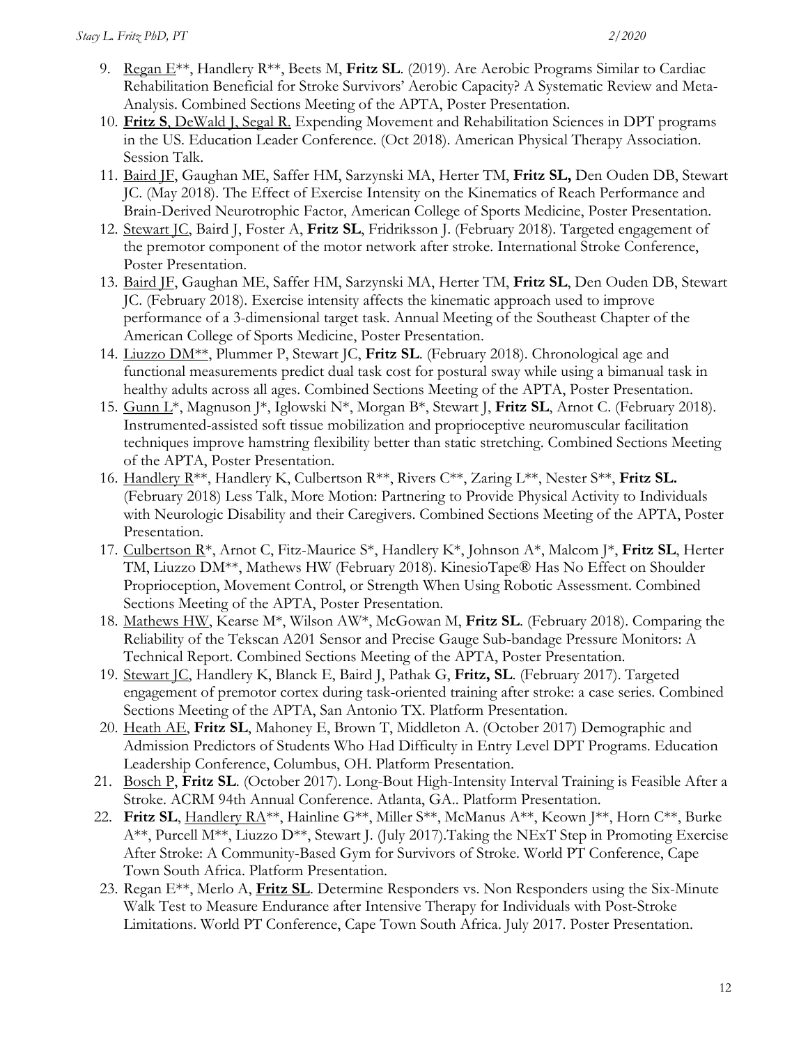9. <u>Regan E</u>\*\*, Handlery R\*\*, Beets M, **Fritz SL**. (2019). Are Aerobic Programs Similar to Cardiac Rehabilitation Beneficial for Stroke Survivors' Aerobic Capacity? A Systematic Review and Meta-Analysis. Combined Sections Meeting of the APTA, Poster Presentation.
10. <u>**Fritz S**, DeWald J, Segal R.</u> Expending Movement and Rehabilitation Sciences in DPT programs in the US. Education Leader Conference. (Oct 2018). American Physical Therapy Association. Session Talk.
11. <u>Baird JF</u>, Gaughan ME, Saffer HM, Sarzynski MA, Herter TM, **Fritz SL,** Den Ouden DB, Stewart JC. (May 2018). The Effect of Exercise Intensity on the Kinematics of Reach Performance and Brain-Derived Neurotrophic Factor, American College of Sports Medicine, Poster Presentation.
12. <u>Stewart JC</u>, Baird J, Foster A, **Fritz SL**, Fridriksson J. (February 2018). Targeted engagement of the premotor component of the motor network after stroke. International Stroke Conference, Poster Presentation.
13. <u>Baird JF</u>, Gaughan ME, Saffer HM, Sarzynski MA, Herter TM, **Fritz SL**, Den Ouden DB, Stewart JC. (February 2018). Exercise intensity affects the kinematic approach used to improve performance of a 3-dimensional target task. Annual Meeting of the Southeast Chapter of the American College of Sports Medicine, Poster Presentation.
14. <u>Liuzzo DM</u>\*\*, Plummer P, Stewart JC, **Fritz SL**. (February 2018). Chronological age and functional measurements predict dual task cost for postural sway while using a bimanual task in healthy adults across all ages. Combined Sections Meeting of the APTA, Poster Presentation.
15. <u>Gunn L</u>\*, Magnuson J\*, Iglowski N\*, Morgan B\*, Stewart J, **Fritz SL**, Arnot C. (February 2018). Instrumented-assisted soft tissue mobilization and proprioceptive neuromuscular facilitation techniques improve hamstring flexibility better than static stretching. Combined Sections Meeting of the APTA, Poster Presentation.
16. <u>Handlery R</u>\*\*, Handlery K, Culbertson R\*\*, Rivers C\*\*, Zaring L\*\*, Nester S\*\*, **Fritz SL.** (February 2018) Less Talk, More Motion: Partnering to Provide Physical Activity to Individuals with Neurologic Disability and their Caregivers. Combined Sections Meeting of the APTA, Poster Presentation.
17. <u>Culbertson R</u>\*, Arnot C, Fitz-Maurice S\*, Handlery K\*, Johnson A\*, Malcom J\*, **Fritz SL**, Herter TM, Liuzzo DM\*\*, Mathews HW (February 2018). KinesioTape® Has No Effect on Shoulder Proprioception, Movement Control, or Strength When Using Robotic Assessment. Combined Sections Meeting of the APTA, Poster Presentation.
18. <u>Mathews HW</u>, Kearse M\*, Wilson AW\*, McGowan M, **Fritz SL**. (February 2018). Comparing the Reliability of the Tekscan A201 Sensor and Precise Gauge Sub-bandage Pressure Monitors: A Technical Report. Combined Sections Meeting of the APTA, Poster Presentation.
19. <u>Stewart JC</u>, Handlery K, Blanck E, Baird J, Pathak G, **Fritz, SL**. (February 2017). Targeted engagement of premotor cortex during task-oriented training after stroke: a case series. Combined Sections Meeting of the APTA, San Antonio TX. Platform Presentation.
20. <u>Heath AE</u>, **Fritz SL**, Mahoney E, Brown T, Middleton A. (October 2017) Demographic and Admission Predictors of Students Who Had Difficulty in Entry Level DPT Programs. Education Leadership Conference, Columbus, OH. Platform Presentation.
21. <u>Bosch P</u>, **Fritz SL**. (October 2017). Long-Bout High-Intensity Interval Training is Feasible After a Stroke. ACRM 94th Annual Conference. Atlanta, GA.. Platform Presentation.
22. **Fritz SL**, <u>Handlery RA</u>\*\*, Hainline G\*\*, Miller S\*\*, McManus A\*\*, Keown J\*\*, Horn C\*\*, Burke A\*\*, Purcell M\*\*, Liuzzo D\*\*, Stewart J. (July 2017).Taking the NExT Step in Promoting Exercise After Stroke: A Community-Based Gym for Survivors of Stroke. World PT Conference, Cape Town South Africa. Platform Presentation.
23. Regan E\*\*, Merlo A, <u>**Fritz SL**</u>. Determine Responders vs. Non Responders using the Six-Minute Walk Test to Measure Endurance after Intensive Therapy for Individuals with Post-Stroke Limitations. World PT Conference, Cape Town South Africa. July 2017. Poster Presentation.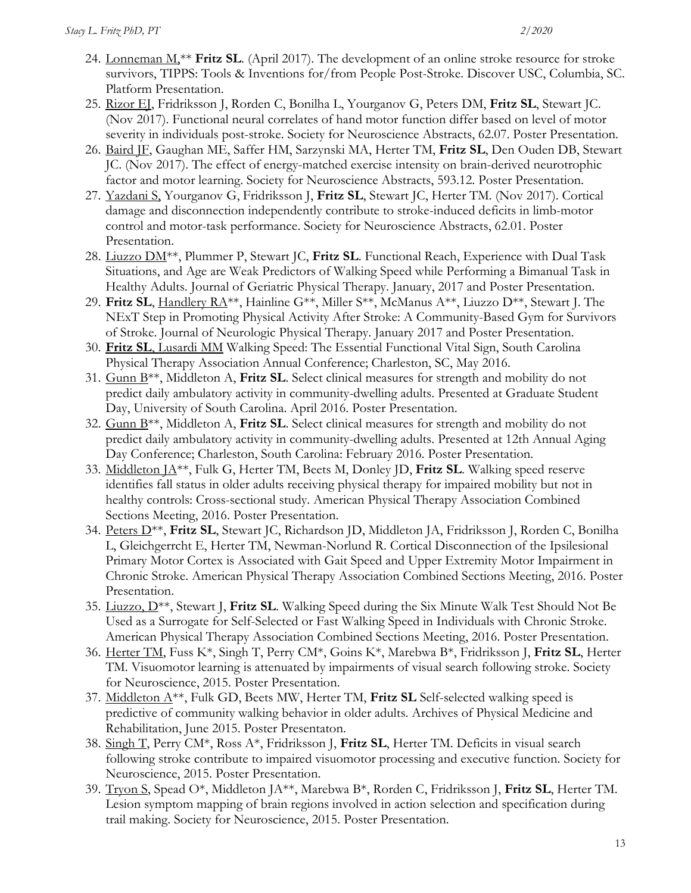24. Lonneman M,** **Fritz SL**. (April 2017). The development of an online stroke resource for stroke survivors, TIPPS: Tools & Inventions for/from People Post-Stroke. Discover USC, Columbia, SC. Platform Presentation.
25. Rizor EJ, Fridriksson J, Rorden C, Bonilha L, Yourganov G, Peters DM, **Fritz SL**, Stewart JC. (Nov 2017). Functional neural correlates of hand motor function differ based on level of motor severity in individuals post-stroke. Society for Neuroscience Abstracts, 62.07. Poster Presentation.
26. Baird JF, Gaughan ME, Saffer HM, Sarzynski MA, Herter TM, **Fritz SL**, Den Ouden DB, Stewart JC. (Nov 2017). The effect of energy-matched exercise intensity on brain-derived neurotrophic factor and motor learning. Society for Neuroscience Abstracts, 593.12. Poster Presentation.
27. Yazdani S, Yourganov G, Fridriksson J, **Fritz SL**, Stewart JC, Herter TM. (Nov 2017). Cortical damage and disconnection independently contribute to stroke-induced deficits in limb-motor control and motor-task performance. Society for Neuroscience Abstracts, 62.01. Poster Presentation.
28. Liuzzo DM**, Plummer P, Stewart JC, **Fritz SL**. Functional Reach, Experience with Dual Task Situations, and Age are Weak Predictors of Walking Speed while Performing a Bimanual Task in Healthy Adults. Journal of Geriatric Physical Therapy. January, 2017 and Poster Presentation.
29. **Fritz SL**, Handlery RA**, Hainline G**, Miller S**, McManus A**, Liuzzo D**, Stewart J. The NExT Step in Promoting Physical Activity After Stroke: A Community-Based Gym for Survivors of Stroke. Journal of Neurologic Physical Therapy. January 2017 and Poster Presentation.
30. **Fritz SL**, Lusardi MM Walking Speed: The Essential Functional Vital Sign, South Carolina Physical Therapy Association Annual Conference; Charleston, SC, May 2016.
31. Gunn B**, Middleton A, **Fritz SL**. Select clinical measures for strength and mobility do not predict daily ambulatory activity in community-dwelling adults. Presented at Graduate Student Day, University of South Carolina. April 2016. Poster Presentation.
32. Gunn B**, Middleton A, **Fritz SL**. Select clinical measures for strength and mobility do not predict daily ambulatory activity in community-dwelling adults. Presented at 12th Annual Aging Day Conference; Charleston, South Carolina: February 2016. Poster Presentation.
33. Middleton JA**, Fulk G, Herter TM, Beets M, Donley JD, **Fritz SL**. Walking speed reserve identifies fall status in older adults receiving physical therapy for impaired mobility but not in healthy controls: Cross-sectional study. American Physical Therapy Association Combined Sections Meeting, 2016. Poster Presentation.
34. Peters D**, **Fritz SL**, Stewart JC, Richardson JD, Middleton JA, Fridriksson J, Rorden C, Bonilha L, Gleichgerrcht E, Herter TM, Newman-Norlund R. Cortical Disconnection of the Ipsilesional Primary Motor Cortex is Associated with Gait Speed and Upper Extremity Motor Impairment in Chronic Stroke. American Physical Therapy Association Combined Sections Meeting, 2016. Poster Presentation.
35. Liuzzo, D**, Stewart J, **Fritz SL**. Walking Speed during the Six Minute Walk Test Should Not Be Used as a Surrogate for Self-Selected or Fast Walking Speed in Individuals with Chronic Stroke. American Physical Therapy Association Combined Sections Meeting, 2016. Poster Presentation.
36. Herter TM, Fuss K*, Singh T, Perry CM*, Goins K*, Marebwa B*, Fridriksson J, **Fritz SL**, Herter TM. Visuomotor learning is attenuated by impairments of visual search following stroke. Society for Neuroscience, 2015. Poster Presentation.
37. Middleton A**, Fulk GD, Beets MW, Herter TM, **Fritz SL** Self-selected walking speed is predictive of community walking behavior in older adults. Archives of Physical Medicine and Rehabilitation, June 2015. Poster Presentaton.
38. Singh T, Perry CM*, Ross A*, Fridriksson J, **Fritz SL**, Herter TM. Deficits in visual search following stroke contribute to impaired visuomotor processing and executive function. Society for Neuroscience, 2015. Poster Presentation.
39. Tryon S, Spead O*, Middleton JA**, Marebwa B*, Rorden C, Fridriksson J, **Fritz SL**, Herter TM. Lesion symptom mapping of brain regions involved in action selection and specification during trail making. Society for Neuroscience, 2015. Poster Presentation.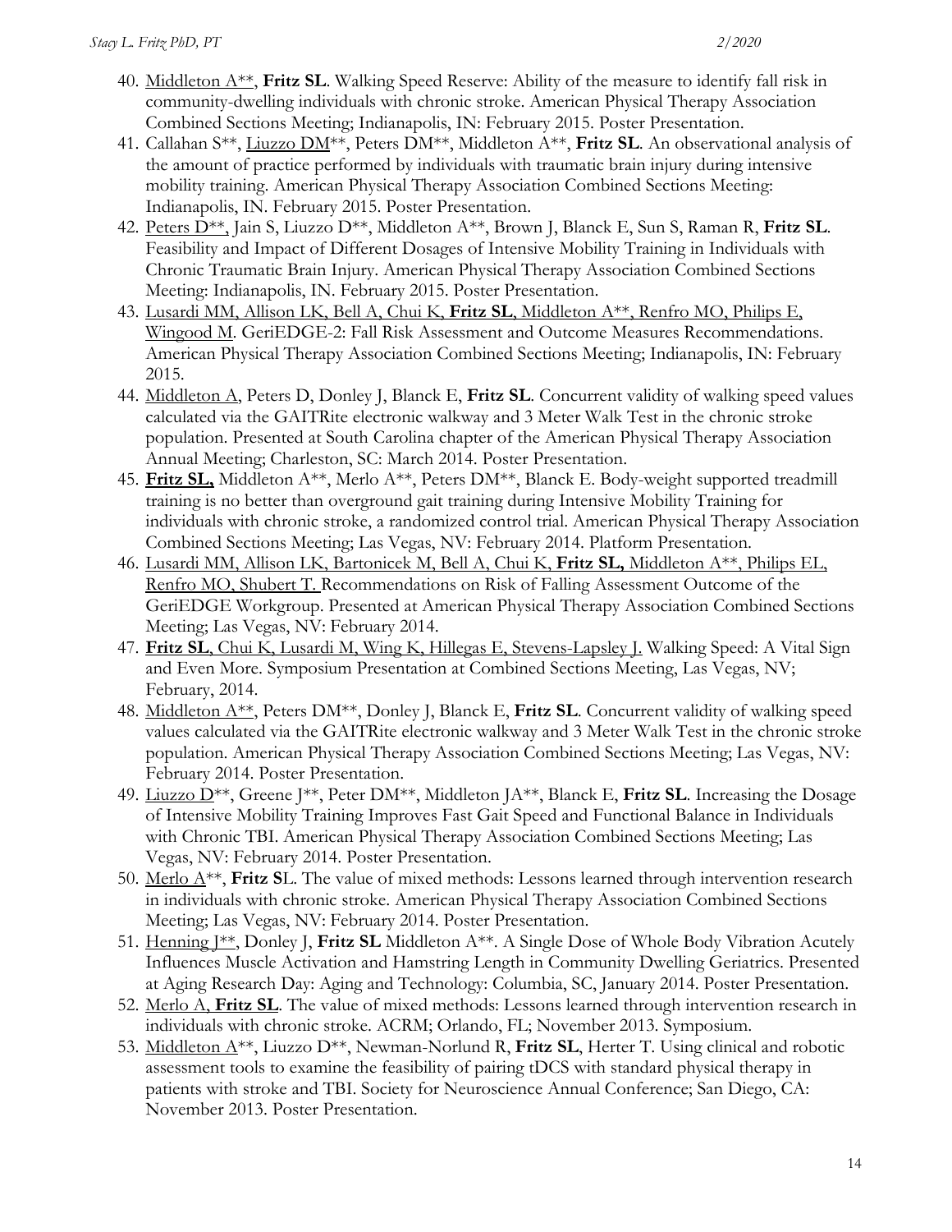40. Middleton A**, **Fritz SL**. Walking Speed Reserve: Ability of the measure to identify fall risk in community-dwelling individuals with chronic stroke. American Physical Therapy Association Combined Sections Meeting; Indianapolis, IN: February 2015. Poster Presentation.
41. Callahan S**, Liuzzo DM**, Peters DM**, Middleton A**, **Fritz SL**. An observational analysis of the amount of practice performed by individuals with traumatic brain injury during intensive mobility training. American Physical Therapy Association Combined Sections Meeting: Indianapolis, IN. February 2015. Poster Presentation.
42. Peters D**, Jain S, Liuzzo D**, Middleton A**, Brown J, Blanck E, Sun S, Raman R, **Fritz SL**. Feasibility and Impact of Different Dosages of Intensive Mobility Training in Individuals with Chronic Traumatic Brain Injury. American Physical Therapy Association Combined Sections Meeting: Indianapolis, IN. February 2015. Poster Presentation.
43. Lusardi MM, Allison LK, Bell A, Chui K, **Fritz SL**, Middleton A**, Renfro MO, Philips E, Wingood M. GeriEDGE-2: Fall Risk Assessment and Outcome Measures Recommendations. American Physical Therapy Association Combined Sections Meeting; Indianapolis, IN: February 2015.
44. Middleton A, Peters D, Donley J, Blanck E, **Fritz SL**. Concurrent validity of walking speed values calculated via the GAITRite electronic walkway and 3 Meter Walk Test in the chronic stroke population. Presented at South Carolina chapter of the American Physical Therapy Association Annual Meeting; Charleston, SC: March 2014. Poster Presentation.
45. **Fritz SL,** Middleton A**, Merlo A**, Peters DM**, Blanck E. Body-weight supported treadmill training is no better than overground gait training during Intensive Mobility Training for individuals with chronic stroke, a randomized control trial. American Physical Therapy Association Combined Sections Meeting; Las Vegas, NV: February 2014. Platform Presentation.
46. Lusardi MM, Allison LK, Bartonicek M, Bell A, Chui K, **Fritz SL,** Middleton A**, Philips EL, Renfro MO, Shubert T. Recommendations on Risk of Falling Assessment Outcome of the GeriEDGE Workgroup. Presented at American Physical Therapy Association Combined Sections Meeting; Las Vegas, NV: February 2014.
47. **Fritz SL**, Chui K, Lusardi M, Wing K, Hillegas E, Stevens-Lapsley J. Walking Speed: A Vital Sign and Even More. Symposium Presentation at Combined Sections Meeting, Las Vegas, NV; February, 2014.
48. Middleton A**, Peters DM**, Donley J, Blanck E, **Fritz SL**. Concurrent validity of walking speed values calculated via the GAITRite electronic walkway and 3 Meter Walk Test in the chronic stroke population. American Physical Therapy Association Combined Sections Meeting; Las Vegas, NV: February 2014. Poster Presentation.
49. Liuzzo D**, Greene J**, Peter DM**, Middleton JA**, Blanck E, **Fritz SL**. Increasing the Dosage of Intensive Mobility Training Improves Fast Gait Speed and Functional Balance in Individuals with Chronic TBI. American Physical Therapy Association Combined Sections Meeting; Las Vegas, NV: February 2014. Poster Presentation.
50. Merlo A**, **Fritz SL**. The value of mixed methods: Lessons learned through intervention research in individuals with chronic stroke. American Physical Therapy Association Combined Sections Meeting; Las Vegas, NV: February 2014. Poster Presentation.
51. Henning J**, Donley J, **Fritz SL** Middleton A**. A Single Dose of Whole Body Vibration Acutely Influences Muscle Activation and Hamstring Length in Community Dwelling Geriatrics. Presented at Aging Research Day: Aging and Technology: Columbia, SC, January 2014. Poster Presentation.
52. Merlo A, **Fritz SL**. The value of mixed methods: Lessons learned through intervention research in individuals with chronic stroke. ACRM; Orlando, FL; November 2013. Symposium.
53. Middleton A**, Liuzzo D**, Newman-Norlund R, **Fritz SL**, Herter T. Using clinical and robotic assessment tools to examine the feasibility of pairing tDCS with standard physical therapy in patients with stroke and TBI. Society for Neuroscience Annual Conference; San Diego, CA: November 2013. Poster Presentation.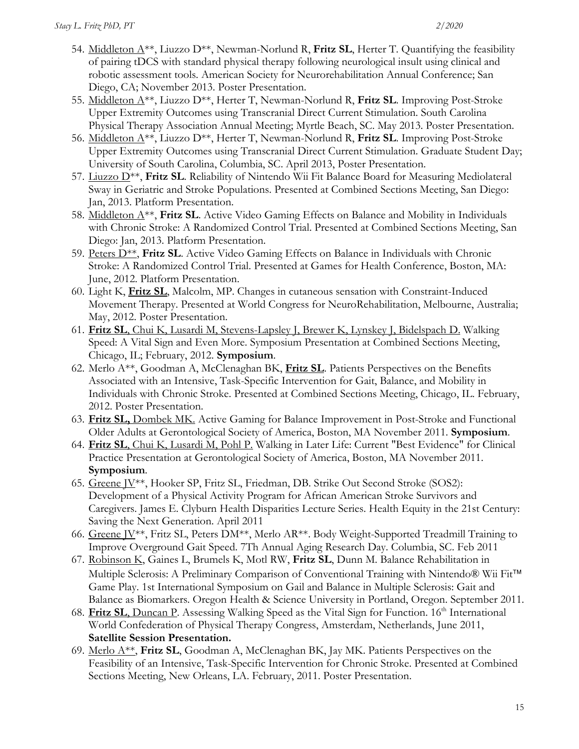54. Middleton A**, Liuzzo D**, Newman-Norlund R, **Fritz SL**, Herter T. Quantifying the feasibility of pairing tDCS with standard physical therapy following neurological insult using clinical and robotic assessment tools. American Society for Neurorehabilitation Annual Conference; San Diego, CA; November 2013. Poster Presentation.
55. Middleton A**, Liuzzo D**, Herter T, Newman-Norlund R, **Fritz SL**. Improving Post-Stroke Upper Extremity Outcomes using Transcranial Direct Current Stimulation. South Carolina Physical Therapy Association Annual Meeting; Myrtle Beach, SC. May 2013. Poster Presentation.
56. Middleton A**, Liuzzo D**, Herter T, Newman-Norlund R, **Fritz SL**. Improving Post-Stroke Upper Extremity Outcomes using Transcranial Direct Current Stimulation. Graduate Student Day; University of South Carolina, Columbia, SC. April 2013, Poster Presentation.
57. Liuzzo D**, **Fritz SL**. Reliability of Nintendo Wii Fit Balance Board for Measuring Mediolateral Sway in Geriatric and Stroke Populations. Presented at Combined Sections Meeting, San Diego: Jan, 2013. Platform Presentation.
58. Middleton A**, **Fritz SL**. Active Video Gaming Effects on Balance and Mobility in Individuals with Chronic Stroke: A Randomized Control Trial. Presented at Combined Sections Meeting, San Diego: Jan, 2013. Platform Presentation.
59. Peters D**, **Fritz SL**. Active Video Gaming Effects on Balance in Individuals with Chronic Stroke: A Randomized Control Trial. Presented at Games for Health Conference, Boston, MA: June, 2012. Platform Presentation.
60. Light K, **Fritz SL**, Malcolm, MP. Changes in cutaneous sensation with Constraint-Induced Movement Therapy. Presented at World Congress for NeuroRehabilitation, Melbourne, Australia; May, 2012. Poster Presentation.
61. **Fritz SL**, Chui K, Lusardi M, Stevens-Lapsley J, Brewer K, Lynskey J, Bidelspach D. Walking Speed: A Vital Sign and Even More. Symposium Presentation at Combined Sections Meeting, Chicago, IL; February, 2012. **Symposium**.
62. Merlo A**, Goodman A, McClenaghan BK, **Fritz SL**. Patients Perspectives on the Benefits Associated with an Intensive, Task-Specific Intervention for Gait, Balance, and Mobility in Individuals with Chronic Stroke. Presented at Combined Sections Meeting, Chicago, IL. February, 2012. Poster Presentation.
63. **Fritz SL,** Dombek MK. Active Gaming for Balance Improvement in Post-Stroke and Functional Older Adults at Gerontological Society of America, Boston, MA November 2011. **Symposium**.
64. **Fritz SL**, Chui K, Lusardi M, Pohl P. Walking in Later Life: Current "Best Evidence" for Clinical Practice Presentation at Gerontological Society of America, Boston, MA November 2011. **Symposium**.
65. Greene JV**, Hooker SP, Fritz SL, Friedman, DB. Strike Out Second Stroke (SOS2): Development of a Physical Activity Program for African American Stroke Survivors and Caregivers. James E. Clyburn Health Disparities Lecture Series. Health Equity in the 21st Century: Saving the Next Generation. April 2011
66. Greene JV**, Fritz SL, Peters DM**, Merlo AR**. Body Weight-Supported Treadmill Training to Improve Overground Gait Speed. 7Th Annual Aging Research Day. Columbia, SC. Feb 2011
67. Robinson K, Gaines L, Brumels K, Motl RW, **Fritz SL**, Dunn M. Balance Rehabilitation in Multiple Sclerosis: A Preliminary Comparison of Conventional Training with Nintendo® Wii Fit™ Game Play. 1st International Symposium on Gail and Balance in Multiple Sclerosis: Gait and Balance as Biomarkers. Oregon Health & Science University in Portland, Oregon. September 2011.
68. **Fritz SL**, Duncan P. Assessing Walking Speed as the Vital Sign for Function. 16th International World Confederation of Physical Therapy Congress, Amsterdam, Netherlands, June 2011, **Satellite Session Presentation.**
69. Merlo A**, **Fritz SL**, Goodman A, McClenaghan BK, Jay MK. Patients Perspectives on the Feasibility of an Intensive, Task-Specific Intervention for Chronic Stroke. Presented at Combined Sections Meeting, New Orleans, LA. February, 2011. Poster Presentation.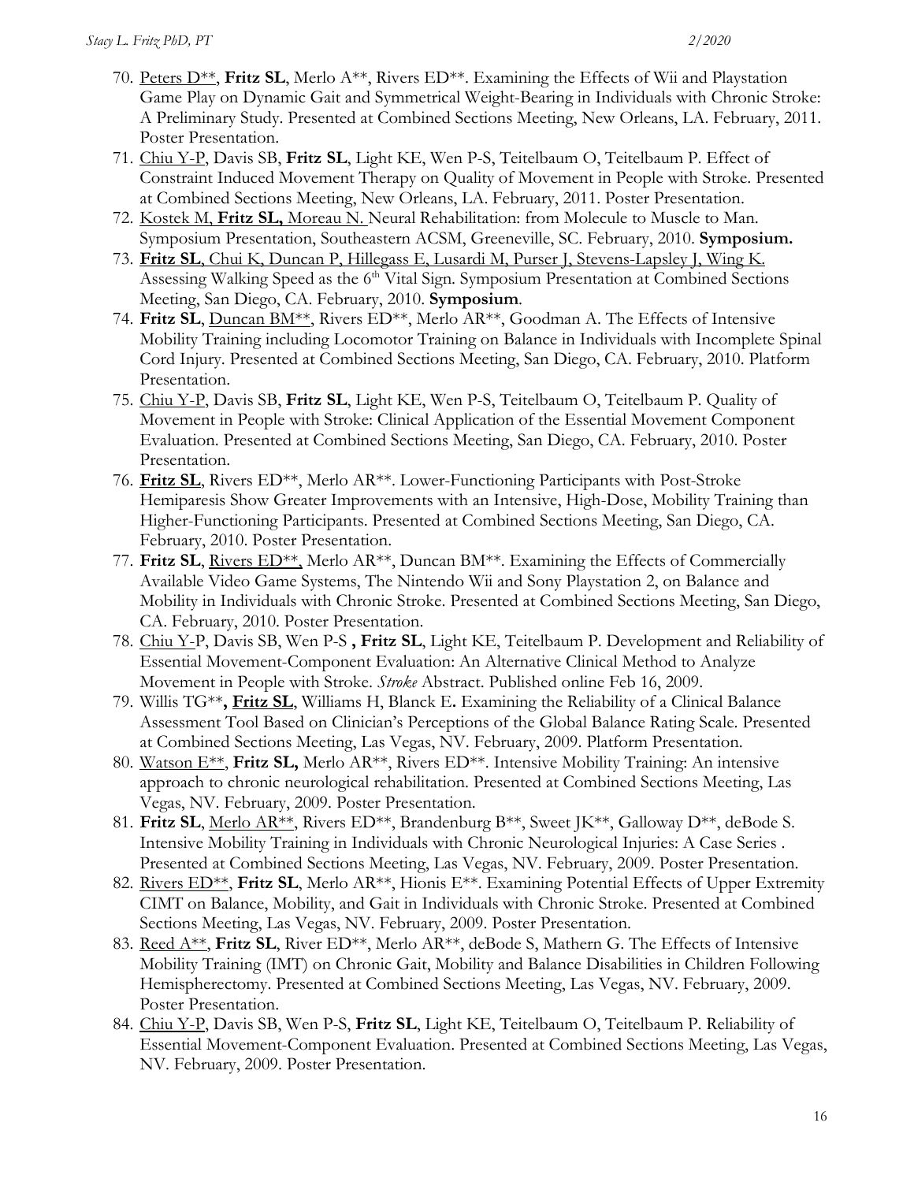70. Peters D**, **Fritz SL**, Merlo A**, Rivers ED**. Examining the Effects of Wii and Playstation Game Play on Dynamic Gait and Symmetrical Weight-Bearing in Individuals with Chronic Stroke: A Preliminary Study. Presented at Combined Sections Meeting, New Orleans, LA. February, 2011. Poster Presentation.
71. Chiu Y-P, Davis SB, **Fritz SL**, Light KE, Wen P-S, Teitelbaum O, Teitelbaum P. Effect of Constraint Induced Movement Therapy on Quality of Movement in People with Stroke. Presented at Combined Sections Meeting, New Orleans, LA. February, 2011. Poster Presentation.
72. Kostek M, **Fritz SL,** Moreau N. Neural Rehabilitation: from Molecule to Muscle to Man. Symposium Presentation, Southeastern ACSM, Greeneville, SC. February, 2010. **Symposium.**
73. **Fritz SL**, Chui K, Duncan P, Hillegass E, Lusardi M, Purser J, Stevens-Lapsley J, Wing K. Assessing Walking Speed as the 6th Vital Sign. Symposium Presentation at Combined Sections Meeting, San Diego, CA. February, 2010. **Symposium**.
74. **Fritz SL**, Duncan BM**, Rivers ED**, Merlo AR**, Goodman A. The Effects of Intensive Mobility Training including Locomotor Training on Balance in Individuals with Incomplete Spinal Cord Injury. Presented at Combined Sections Meeting, San Diego, CA. February, 2010. Platform Presentation.
75. Chiu Y-P, Davis SB, **Fritz SL**, Light KE, Wen P-S, Teitelbaum O, Teitelbaum P. Quality of Movement in People with Stroke: Clinical Application of the Essential Movement Component Evaluation. Presented at Combined Sections Meeting, San Diego, CA. February, 2010. Poster Presentation.
76. **Fritz SL**, Rivers ED**, Merlo AR**. Lower-Functioning Participants with Post-Stroke Hemiparesis Show Greater Improvements with an Intensive, High-Dose, Mobility Training than Higher-Functioning Participants. Presented at Combined Sections Meeting, San Diego, CA. February, 2010. Poster Presentation.
77. **Fritz SL**, Rivers ED**, Merlo AR**, Duncan BM**. Examining the Effects of Commercially Available Video Game Systems, The Nintendo Wii and Sony Playstation 2, on Balance and Mobility in Individuals with Chronic Stroke. Presented at Combined Sections Meeting, San Diego, CA. February, 2010. Poster Presentation.
78. Chiu Y-P, Davis SB, Wen P-S , **Fritz SL**, Light KE, Teitelbaum P. Development and Reliability of Essential Movement-Component Evaluation: An Alternative Clinical Method to Analyze Movement in People with Stroke. *Stroke* Abstract. Published online Feb 16, 2009.
79. Willis TG**, **Fritz SL**, Williams H, Blanck E. Examining the Reliability of a Clinical Balance Assessment Tool Based on Clinician's Perceptions of the Global Balance Rating Scale. Presented at Combined Sections Meeting, Las Vegas, NV. February, 2009. Platform Presentation.
80. Watson E**, **Fritz SL,** Merlo AR**, Rivers ED**. Intensive Mobility Training: An intensive approach to chronic neurological rehabilitation. Presented at Combined Sections Meeting, Las Vegas, NV. February, 2009. Poster Presentation.
81. **Fritz SL**, Merlo AR**, Rivers ED**, Brandenburg B**, Sweet JK**, Galloway D**, deBode S. Intensive Mobility Training in Individuals with Chronic Neurological Injuries: A Case Series . Presented at Combined Sections Meeting, Las Vegas, NV. February, 2009. Poster Presentation.
82. Rivers ED**, **Fritz SL**, Merlo AR**, Hionis E**. Examining Potential Effects of Upper Extremity CIMT on Balance, Mobility, and Gait in Individuals with Chronic Stroke. Presented at Combined Sections Meeting, Las Vegas, NV. February, 2009. Poster Presentation.
83. Reed A**, **Fritz SL**, River ED**, Merlo AR**, deBode S, Mathern G. The Effects of Intensive Mobility Training (IMT) on Chronic Gait, Mobility and Balance Disabilities in Children Following Hemispherectomy. Presented at Combined Sections Meeting, Las Vegas, NV. February, 2009. Poster Presentation.
84. Chiu Y-P, Davis SB, Wen P-S, **Fritz SL**, Light KE, Teitelbaum O, Teitelbaum P. Reliability of Essential Movement-Component Evaluation. Presented at Combined Sections Meeting, Las Vegas, NV. February, 2009. Poster Presentation.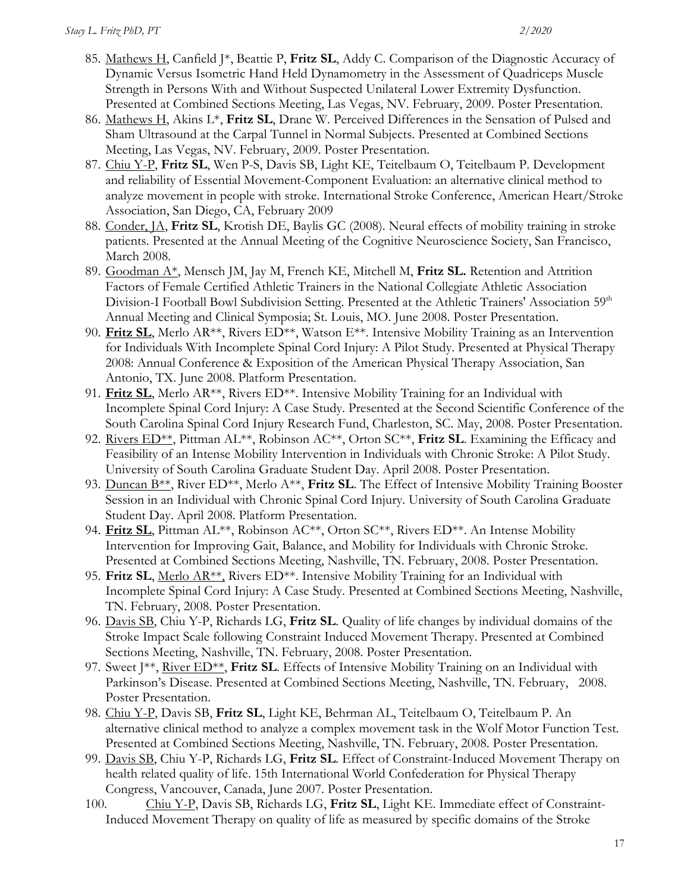85. <u>Mathews H</u>, Canfield J*, Beattie P, **Fritz SL**, Addy C. Comparison of the Diagnostic Accuracy of Dynamic Versus Isometric Hand Held Dynamometry in the Assessment of Quadriceps Muscle Strength in Persons With and Without Suspected Unilateral Lower Extremity Dysfunction. Presented at Combined Sections Meeting, Las Vegas, NV. February, 2009. Poster Presentation.
86. <u>Mathews H</u>, Akins L*, **Fritz SL**, Drane W. Perceived Differences in the Sensation of Pulsed and Sham Ultrasound at the Carpal Tunnel in Normal Subjects. Presented at Combined Sections Meeting, Las Vegas, NV. February, 2009. Poster Presentation.
87. <u>Chiu Y-P</u>, **Fritz SL**, Wen P-S, Davis SB, Light KE, Teitelbaum O, Teitelbaum P. Development and reliability of Essential Movement-Component Evaluation: an alternative clinical method to analyze movement in people with stroke. International Stroke Conference, American Heart/Stroke Association, San Diego, CA, February 2009
88. <u>Conder, JA</u>, **Fritz SL**, Krotish DE, Baylis GC (2008). Neural effects of mobility training in stroke patients. Presented at the Annual Meeting of the Cognitive Neuroscience Society, San Francisco, March 2008.
89. <u>Goodman A*</u>, Mensch JM, Jay M, French KE, Mitchell M, **Fritz SL.** Retention and Attrition Factors of Female Certified Athletic Trainers in the National Collegiate Athletic Association Division-I Football Bowl Subdivision Setting. Presented at the Athletic Trainers' Association 59th Annual Meeting and Clinical Symposia; St. Louis, MO. June 2008. Poster Presentation.
90. <u>**Fritz SL**</u>, Merlo AR**, Rivers ED**, Watson E**. Intensive Mobility Training as an Intervention for Individuals With Incomplete Spinal Cord Injury: A Pilot Study. Presented at Physical Therapy 2008: Annual Conference & Exposition of the American Physical Therapy Association, San Antonio, TX. June 2008. Platform Presentation.
91. <u>**Fritz SL**</u>, Merlo AR**, Rivers ED**. Intensive Mobility Training for an Individual with Incomplete Spinal Cord Injury: A Case Study. Presented at the Second Scientific Conference of the South Carolina Spinal Cord Injury Research Fund, Charleston, SC. May, 2008. Poster Presentation.
92. <u>Rivers ED**</u>, Pittman AL**, Robinson AC**, Orton SC**, **Fritz SL**. Examining the Efficacy and Feasibility of an Intense Mobility Intervention in Individuals with Chronic Stroke: A Pilot Study. University of South Carolina Graduate Student Day. April 2008. Poster Presentation.
93. <u>Duncan B**</u>, River ED**, Merlo A**, **Fritz SL**. The Effect of Intensive Mobility Training Booster Session in an Individual with Chronic Spinal Cord Injury. University of South Carolina Graduate Student Day. April 2008. Platform Presentation.
94. <u>**Fritz SL**</u>, Pittman AL**, Robinson AC**, Orton SC**, Rivers ED**. An Intense Mobility Intervention for Improving Gait, Balance, and Mobility for Individuals with Chronic Stroke. Presented at Combined Sections Meeting, Nashville, TN. February, 2008. Poster Presentation.
95. **Fritz SL**, <u>Merlo AR**</u>, Rivers ED**. Intensive Mobility Training for an Individual with Incomplete Spinal Cord Injury: A Case Study. Presented at Combined Sections Meeting, Nashville, TN. February, 2008. Poster Presentation.
96. <u>Davis SB</u>, Chiu Y-P, Richards LG, **Fritz SL**. Quality of life changes by individual domains of the Stroke Impact Scale following Constraint Induced Movement Therapy. Presented at Combined Sections Meeting, Nashville, TN. February, 2008. Poster Presentation.
97. Sweet J**, <u>River ED**</u>, **Fritz SL**. Effects of Intensive Mobility Training on an Individual with Parkinson's Disease. Presented at Combined Sections Meeting, Nashville, TN. February, 2008. Poster Presentation.
98. <u>Chiu Y-P</u>, Davis SB, **Fritz SL**, Light KE, Behrman AL, Teitelbaum O, Teitelbaum P. An alternative clinical method to analyze a complex movement task in the Wolf Motor Function Test. Presented at Combined Sections Meeting, Nashville, TN. February, 2008. Poster Presentation.
99. <u>Davis SB</u>, Chiu Y-P, Richards LG, **Fritz SL**. Effect of Constraint-Induced Movement Therapy on health related quality of life. 15th International World Confederation for Physical Therapy Congress, Vancouver, Canada, June 2007. Poster Presentation.
100. <u>Chiu Y-P</u>, Davis SB, Richards LG, **Fritz SL**, Light KE. Immediate effect of Constraint-Induced Movement Therapy on quality of life as measured by specific domains of the Stroke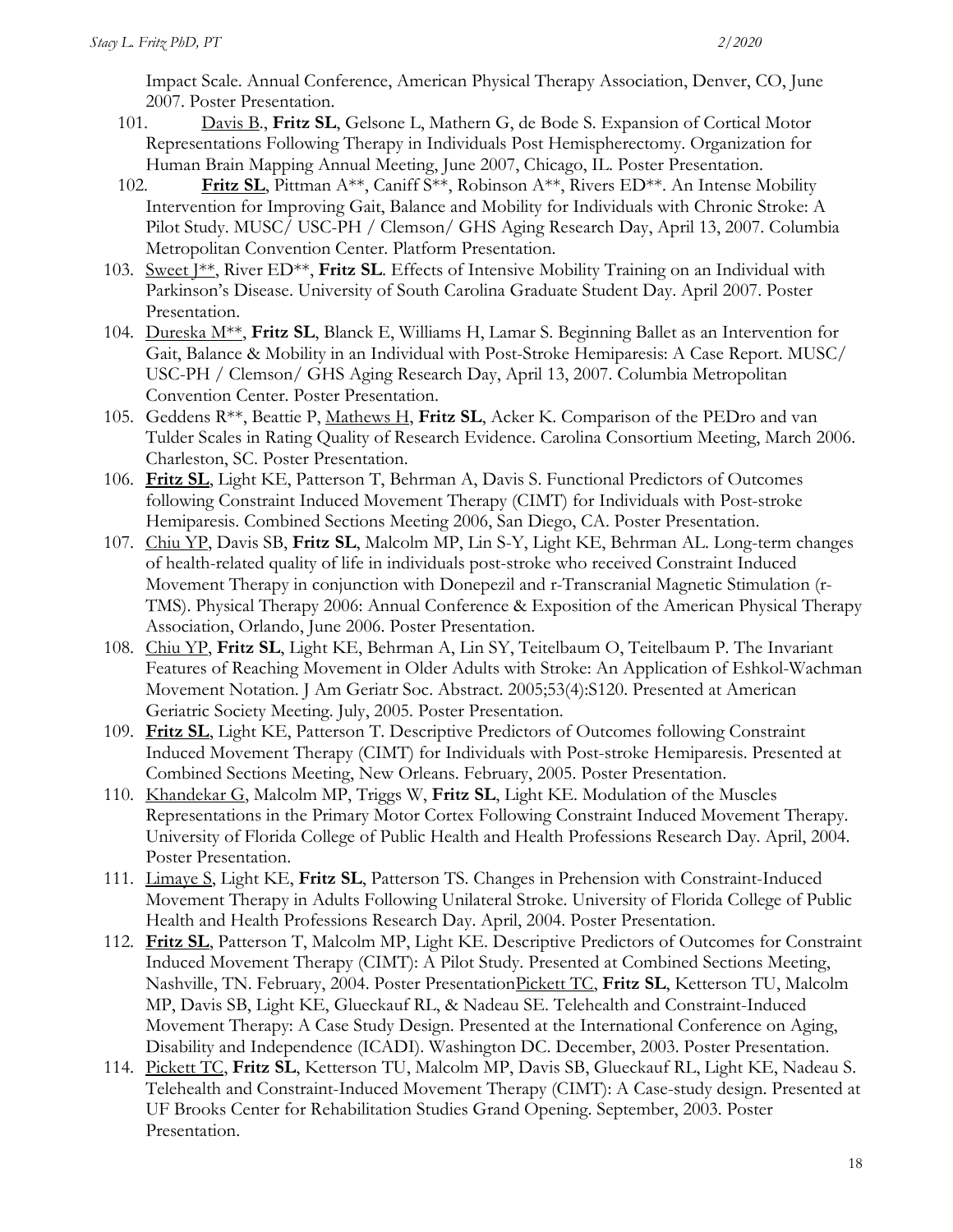Impact Scale. Annual Conference, American Physical Therapy Association, Denver, CO, June 2007. Poster Presentation.

101. <u>Davis B</u>., **Fritz SL**, Gelsone L, Mathern G, de Bode S. Expansion of Cortical Motor Representations Following Therapy in Individuals Post Hemispherectomy. Organization for Human Brain Mapping Annual Meeting, June 2007, Chicago, IL. Poster Presentation.
102. <u>**Fritz SL**</u>, Pittman A**, Caniff S**, Robinson A**, Rivers ED**. An Intense Mobility Intervention for Improving Gait, Balance and Mobility for Individuals with Chronic Stroke: A Pilot Study. MUSC/ USC-PH / Clemson/ GHS Aging Research Day, April 13, 2007. Columbia Metropolitan Convention Center. Platform Presentation.
103. <u>Sweet J**</u>, River ED**, **Fritz SL**. Effects of Intensive Mobility Training on an Individual with Parkinson's Disease. University of South Carolina Graduate Student Day. April 2007. Poster Presentation.
104. <u>Dureska M**</u>, **Fritz SL**, Blanck E, Williams H, Lamar S. Beginning Ballet as an Intervention for Gait, Balance & Mobility in an Individual with Post-Stroke Hemiparesis: A Case Report. MUSC/ USC-PH / Clemson/ GHS Aging Research Day, April 13, 2007. Columbia Metropolitan Convention Center. Poster Presentation.
105. Geddens R**, Beattie P, <u>Mathews H</u>, **Fritz SL**, Acker K. Comparison of the PEDro and van Tulder Scales in Rating Quality of Research Evidence. Carolina Consortium Meeting, March 2006. Charleston, SC. Poster Presentation.
106. <u>**Fritz SL**</u>, Light KE, Patterson T, Behrman A, Davis S. Functional Predictors of Outcomes following Constraint Induced Movement Therapy (CIMT) for Individuals with Post-stroke Hemiparesis. Combined Sections Meeting 2006, San Diego, CA. Poster Presentation.
107. <u>Chiu YP</u>, Davis SB, **Fritz SL**, Malcolm MP, Lin S-Y, Light KE, Behrman AL. Long-term changes of health-related quality of life in individuals post-stroke who received Constraint Induced Movement Therapy in conjunction with Donepezil and r-Transcranial Magnetic Stimulation (r-TMS). Physical Therapy 2006: Annual Conference & Exposition of the American Physical Therapy Association, Orlando, June 2006. Poster Presentation.
108. <u>Chiu YP</u>, **Fritz SL**, Light KE, Behrman A, Lin SY, Teitelbaum O, Teitelbaum P. The Invariant Features of Reaching Movement in Older Adults with Stroke: An Application of Eshkol-Wachman Movement Notation. J Am Geriatr Soc. Abstract. 2005;53(4):S120. Presented at American Geriatric Society Meeting. July, 2005. Poster Presentation.
109. <u>**Fritz SL**</u>, Light KE, Patterson T. Descriptive Predictors of Outcomes following Constraint Induced Movement Therapy (CIMT) for Individuals with Post-stroke Hemiparesis. Presented at Combined Sections Meeting, New Orleans. February, 2005. Poster Presentation.
110. <u>Khandekar G</u>, Malcolm MP, Triggs W, **Fritz SL**, Light KE. Modulation of the Muscles Representations in the Primary Motor Cortex Following Constraint Induced Movement Therapy. University of Florida College of Public Health and Health Professions Research Day. April, 2004. Poster Presentation.
111. <u>Limaye S</u>, Light KE, **Fritz SL**, Patterson TS. Changes in Prehension with Constraint-Induced Movement Therapy in Adults Following Unilateral Stroke. University of Florida College of Public Health and Health Professions Research Day. April, 2004. Poster Presentation.
112. <u>**Fritz SL**</u>, Patterson T, Malcolm MP, Light KE. Descriptive Predictors of Outcomes for Constraint Induced Movement Therapy (CIMT): A Pilot Study. Presented at Combined Sections Meeting, Nashville, TN. February, 2004. Poster Presentation<u>Pickett TC</u>, **Fritz SL**, Ketterson TU, Malcolm MP, Davis SB, Light KE, Glueckauf RL, & Nadeau SE. Telehealth and Constraint-Induced Movement Therapy: A Case Study Design. Presented at the International Conference on Aging, Disability and Independence (ICADI). Washington DC. December, 2003. Poster Presentation.
114. <u>Pickett TC</u>, **Fritz SL**, Ketterson TU, Malcolm MP, Davis SB, Glueckauf RL, Light KE, Nadeau S. Telehealth and Constraint-Induced Movement Therapy (CIMT): A Case-study design. Presented at UF Brooks Center for Rehabilitation Studies Grand Opening. September, 2003. Poster Presentation.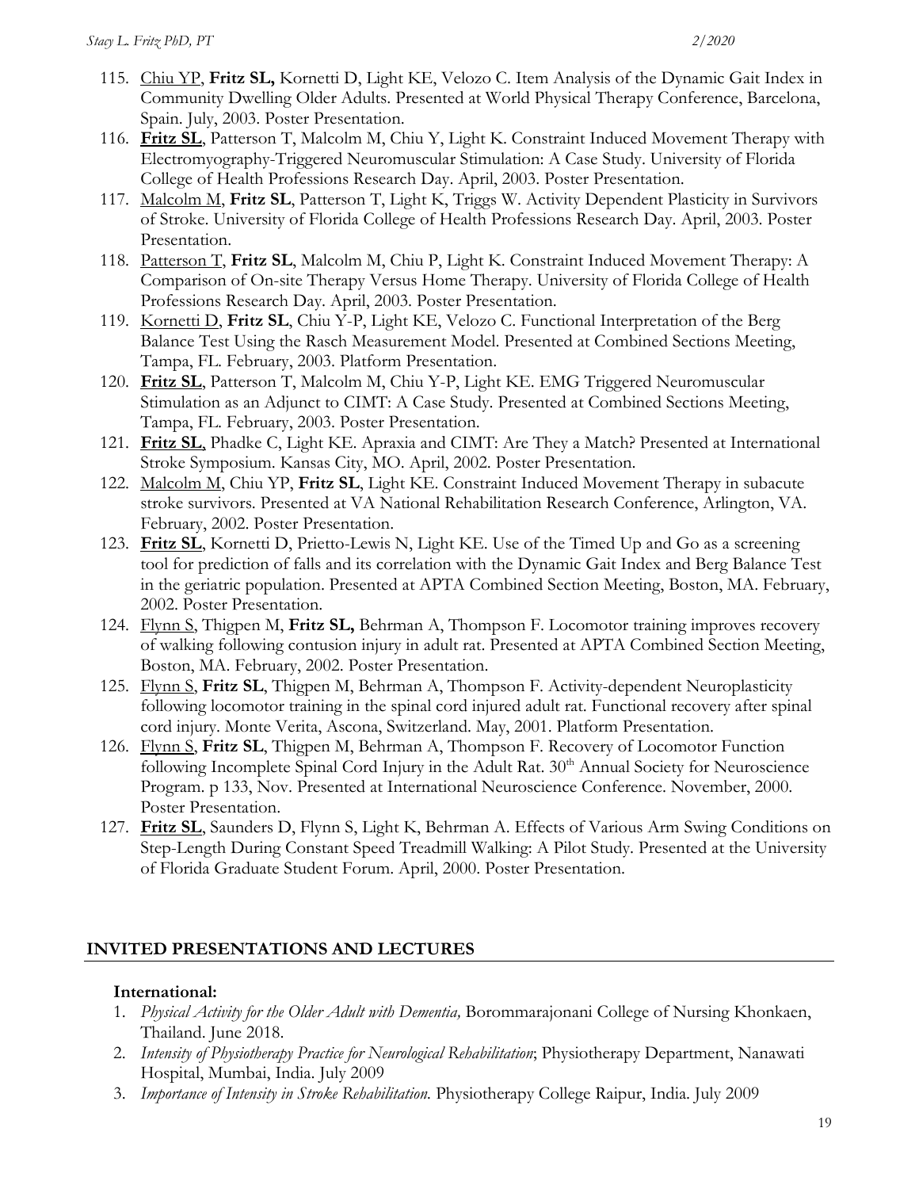115. <u>Chiu YP</u>, **Fritz SL,** Kornetti D, Light KE, Velozo C. Item Analysis of the Dynamic Gait Index in Community Dwelling Older Adults. Presented at World Physical Therapy Conference, Barcelona, Spain. July, 2003. Poster Presentation.
116. <u>**Fritz SL**</u>, Patterson T, Malcolm M, Chiu Y, Light K. Constraint Induced Movement Therapy with Electromyography-Triggered Neuromuscular Stimulation: A Case Study. University of Florida College of Health Professions Research Day. April, 2003. Poster Presentation.
117. <u>Malcolm M</u>, **Fritz SL**, Patterson T, Light K, Triggs W. Activity Dependent Plasticity in Survivors of Stroke. University of Florida College of Health Professions Research Day. April, 2003. Poster Presentation.
118. <u>Patterson T</u>, **Fritz SL**, Malcolm M, Chiu P, Light K. Constraint Induced Movement Therapy: A Comparison of On-site Therapy Versus Home Therapy. University of Florida College of Health Professions Research Day. April, 2003. Poster Presentation.
119. <u>Kornetti D</u>, **Fritz SL**, Chiu Y-P, Light KE, Velozo C. Functional Interpretation of the Berg Balance Test Using the Rasch Measurement Model. Presented at Combined Sections Meeting, Tampa, FL. February, 2003. Platform Presentation.
120. <u>**Fritz SL**</u>, Patterson T, Malcolm M, Chiu Y-P, Light KE. EMG Triggered Neuromuscular Stimulation as an Adjunct to CIMT: A Case Study. Presented at Combined Sections Meeting, Tampa, FL. February, 2003. Poster Presentation.
121. <u>**Fritz SL**</u>, Phadke C, Light KE. Apraxia and CIMT: Are They a Match? Presented at International Stroke Symposium. Kansas City, MO. April, 2002. Poster Presentation.
122. <u>Malcolm M</u>, Chiu YP, **Fritz SL**, Light KE. Constraint Induced Movement Therapy in subacute stroke survivors. Presented at VA National Rehabilitation Research Conference, Arlington, VA. February, 2002. Poster Presentation.
123. <u>**Fritz SL**</u>, Kornetti D, Prietto-Lewis N, Light KE. Use of the Timed Up and Go as a screening tool for prediction of falls and its correlation with the Dynamic Gait Index and Berg Balance Test in the geriatric population. Presented at APTA Combined Section Meeting, Boston, MA. February, 2002. Poster Presentation.
124. <u>Flynn S</u>, Thigpen M, **Fritz SL,** Behrman A, Thompson F. Locomotor training improves recovery of walking following contusion injury in adult rat. Presented at APTA Combined Section Meeting, Boston, MA. February, 2002. Poster Presentation.
125. <u>Flynn S</u>, **Fritz SL**, Thigpen M, Behrman A, Thompson F. Activity-dependent Neuroplasticity following locomotor training in the spinal cord injured adult rat. Functional recovery after spinal cord injury. Monte Verita, Ascona, Switzerland. May, 2001. Platform Presentation.
126. <u>Flynn S</u>, **Fritz SL**, Thigpen M, Behrman A, Thompson F. Recovery of Locomotor Function following Incomplete Spinal Cord Injury in the Adult Rat. 30th Annual Society for Neuroscience Program. p 133, Nov. Presented at International Neuroscience Conference. November, 2000. Poster Presentation.
127. <u>**Fritz SL**</u>, Saunders D, Flynn S, Light K, Behrman A. Effects of Various Arm Swing Conditions on Step-Length During Constant Speed Treadmill Walking: A Pilot Study. Presented at the University of Florida Graduate Student Forum. April, 2000. Poster Presentation.

## INVITED PRESENTATIONS AND LECTURES

### International:

1. *Physical Activity for the Older Adult with Dementia,* Borommarajonani College of Nursing Khonkaen, Thailand. June 2018.
2. *Intensity of Physiotherapy Practice for Neurological Rehabilitation*; Physiotherapy Department, Nanawati Hospital, Mumbai, India. July 2009
3. *Importance of Intensity in Stroke Rehabilitation.* Physiotherapy College Raipur, India. July 2009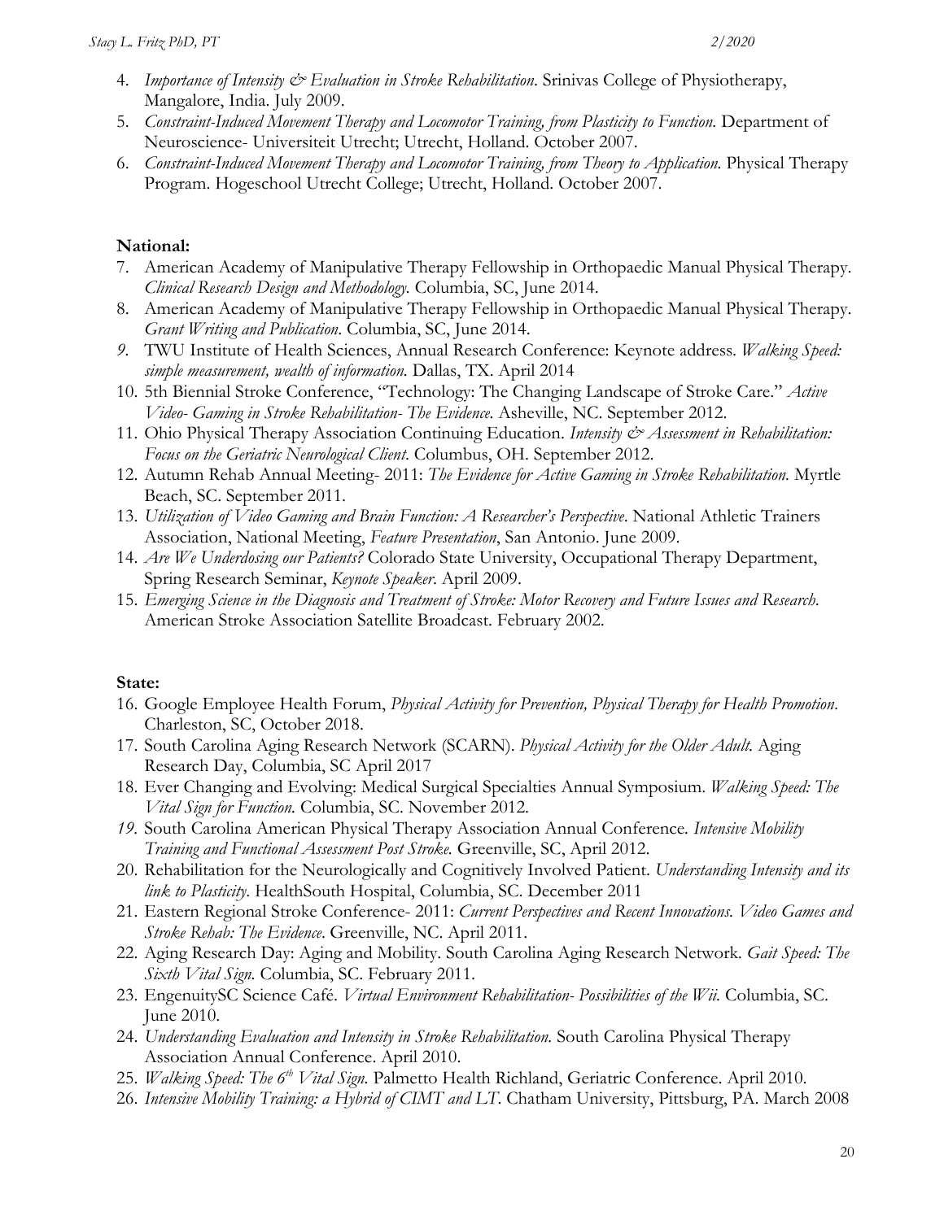4. *Importance of Intensity & Evaluation in Stroke Rehabilitation*. Srinivas College of Physiotherapy, Mangalore, India. July 2009.
5. *Constraint-Induced Movement Therapy and Locomotor Training, from Plasticity to Function.* Department of Neuroscience- Universiteit Utrecht; Utrecht, Holland. October 2007.
6. *Constraint-Induced Movement Therapy and Locomotor Training, from Theory to Application.* Physical Therapy Program. Hogeschool Utrecht College; Utrecht, Holland. October 2007.

**National:**

7. American Academy of Manipulative Therapy Fellowship in Orthopaedic Manual Physical Therapy. *Clinical Research Design and Methodology.* Columbia, SC, June 2014.
8. American Academy of Manipulative Therapy Fellowship in Orthopaedic Manual Physical Therapy. *Grant Writing and Publication*. Columbia, SC, June 2014.
9. TWU Institute of Health Sciences, Annual Research Conference: Keynote address. *Walking Speed: simple measurement, wealth of information.* Dallas, TX. April 2014
10. 5th Biennial Stroke Conference, "Technology: The Changing Landscape of Stroke Care." *Active Video- Gaming in Stroke Rehabilitation- The Evidence.* Asheville, NC. September 2012.
11. Ohio Physical Therapy Association Continuing Education. *Intensity & Assessment in Rehabilitation: Focus on the Geriatric Neurological Client*. Columbus, OH. September 2012.
12. Autumn Rehab Annual Meeting- 2011: *The Evidence for Active Gaming in Stroke Rehabilitation.* Myrtle Beach, SC. September 2011.
13. *Utilization of Video Gaming and Brain Function: A Researcher's Perspective*. National Athletic Trainers Association, National Meeting, *Feature Presentation*, San Antonio. June 2009.
14. *Are We Underdosing our Patients?* Colorado State University, Occupational Therapy Department, Spring Research Seminar, *Keynote Speaker*. April 2009.
15. *Emerging Science in the Diagnosis and Treatment of Stroke: Motor Recovery and Future Issues and Research*. American Stroke Association Satellite Broadcast. February 2002.

**State:**

16. Google Employee Health Forum, *Physical Activity for Prevention, Physical Therapy for Health Promotion*. Charleston, SC, October 2018.
17. South Carolina Aging Research Network (SCARN). *Physical Activity for the Older Adult.* Aging Research Day, Columbia, SC April 2017
18. Ever Changing and Evolving: Medical Surgical Specialties Annual Symposium. *Walking Speed: The Vital Sign for Function.* Columbia, SC. November 2012.
19. South Carolina American Physical Therapy Association Annual Conference. *Intensive Mobility Training and Functional Assessment Post Stroke.* Greenville, SC, April 2012.
20. Rehabilitation for the Neurologically and Cognitively Involved Patient. *Understanding Intensity and its link to Plasticity*. HealthSouth Hospital, Columbia, SC. December 2011
21. Eastern Regional Stroke Conference- 2011: *Current Perspectives and Recent Innovations. Video Games and Stroke Rehab: The Evidence*. Greenville, NC. April 2011.
22. Aging Research Day: Aging and Mobility. South Carolina Aging Research Network. *Gait Speed: The Sixth Vital Sign.* Columbia, SC. February 2011.
23. EngenuitySC Science Café. *Virtual Environment Rehabilitation- Possibilities of the Wii.* Columbia, SC. June 2010.
24. *Understanding Evaluation and Intensity in Stroke Rehabilitation.* South Carolina Physical Therapy Association Annual Conference. April 2010.
25. *Walking Speed: The 6th Vital Sign.* Palmetto Health Richland, Geriatric Conference. April 2010.
26. *Intensive Mobility Training: a Hybrid of CIMT and LT*. Chatham University, Pittsburg, PA. March 2008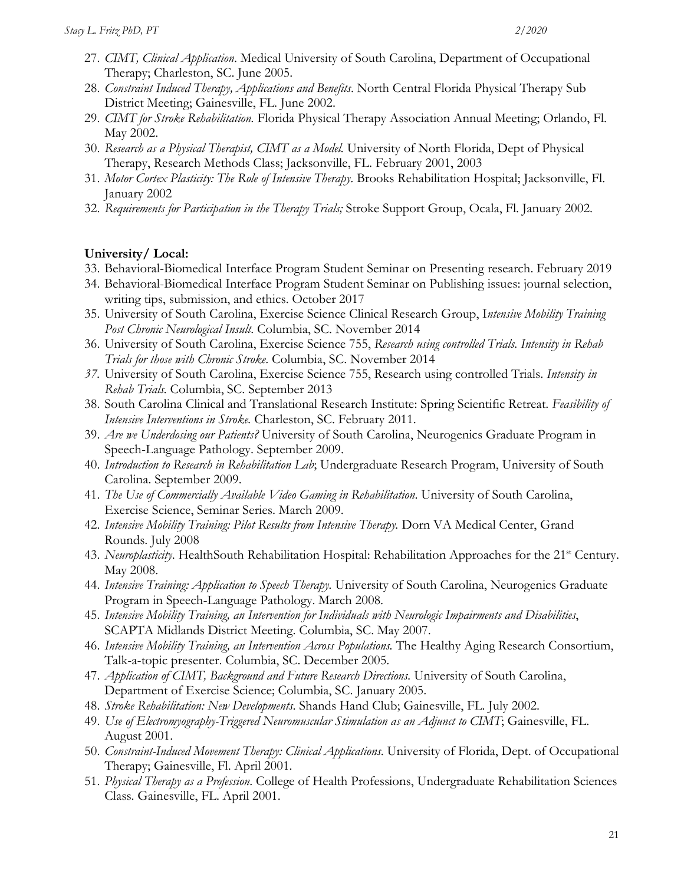27. *CIMT, Clinical Application*. Medical University of South Carolina, Department of Occupational Therapy; Charleston, SC. June 2005.
28. *Constraint Induced Therapy, Applications and Benefits*. North Central Florida Physical Therapy Sub District Meeting; Gainesville, FL. June 2002.
29. *CIMT for Stroke Rehabilitation.* Florida Physical Therapy Association Annual Meeting; Orlando, Fl. May 2002.
30. *Research as a Physical Therapist, CIMT as a Model.* University of North Florida, Dept of Physical Therapy, Research Methods Class; Jacksonville, FL. February 2001, 2003
31. *Motor Cortex Plasticity: The Role of Intensive Therapy*. Brooks Rehabilitation Hospital; Jacksonville, Fl. January 2002
32. *Requirements for Participation in the Therapy Trials;* Stroke Support Group, Ocala, Fl. January 2002.

**University/ Local:**

33. Behavioral-Biomedical Interface Program Student Seminar on Presenting research. February 2019
34. Behavioral-Biomedical Interface Program Student Seminar on Publishing issues: journal selection, writing tips, submission, and ethics. October 2017
35. University of South Carolina, Exercise Science Clinical Research Group, I*ntensive Mobility Training Post Chronic Neurological Insult*. Columbia, SC. November 2014
36. University of South Carolina, Exercise Science 755, *Research using controlled Trials. Intensity in Rehab Trials for those with Chronic Stroke.* Columbia, SC. November 2014
37. University of South Carolina, Exercise Science 755, Research using controlled Trials. *Intensity in Rehab Trials.* Columbia, SC. September 2013
38. South Carolina Clinical and Translational Research Institute: Spring Scientific Retreat. *Feasibility of Intensive Interventions in Stroke.* Charleston, SC. February 2011.
39. *Are we Underdosing our Patients?* University of South Carolina, Neurogenics Graduate Program in Speech-Language Pathology. September 2009.
40. *Introduction to Research in Rehabilitation Lab*; Undergraduate Research Program, University of South Carolina. September 2009.
41. *The Use of Commercially Available Video Gaming in Rehabilitation*. University of South Carolina, Exercise Science, Seminar Series. March 2009.
42. *Intensive Mobility Training: Pilot Results from Intensive Therapy.* Dorn VA Medical Center, Grand Rounds. July 2008
43. *Neuroplasticity*. HealthSouth Rehabilitation Hospital: Rehabilitation Approaches for the 21st Century. May 2008.
44. *Intensive Training: Application to Speech Therapy.* University of South Carolina, Neurogenics Graduate Program in Speech-Language Pathology. March 2008.
45. *Intensive Mobility Training, an Intervention for Individuals with Neurologic Impairments and Disabilities*, SCAPTA Midlands District Meeting. Columbia, SC. May 2007.
46. *Intensive Mobility Training, an Intervention Across Populations.* The Healthy Aging Research Consortium, Talk-a-topic presenter. Columbia, SC. December 2005.
47. *Application of CIMT, Background and Future Research Directions*. University of South Carolina, Department of Exercise Science; Columbia, SC. January 2005.
48. *Stroke Rehabilitation: New Developments*. Shands Hand Club; Gainesville, FL. July 2002.
49. *Use of Electromyography-Triggered Neuromuscular Stimulation as an Adjunct to CIMT*; Gainesville, FL. August 2001.
50. *Constraint-Induced Movement Therapy: Clinical Applications*. University of Florida, Dept. of Occupational Therapy; Gainesville, Fl. April 2001.
51. *Physical Therapy as a Profession*. College of Health Professions, Undergraduate Rehabilitation Sciences Class. Gainesville, FL. April 2001.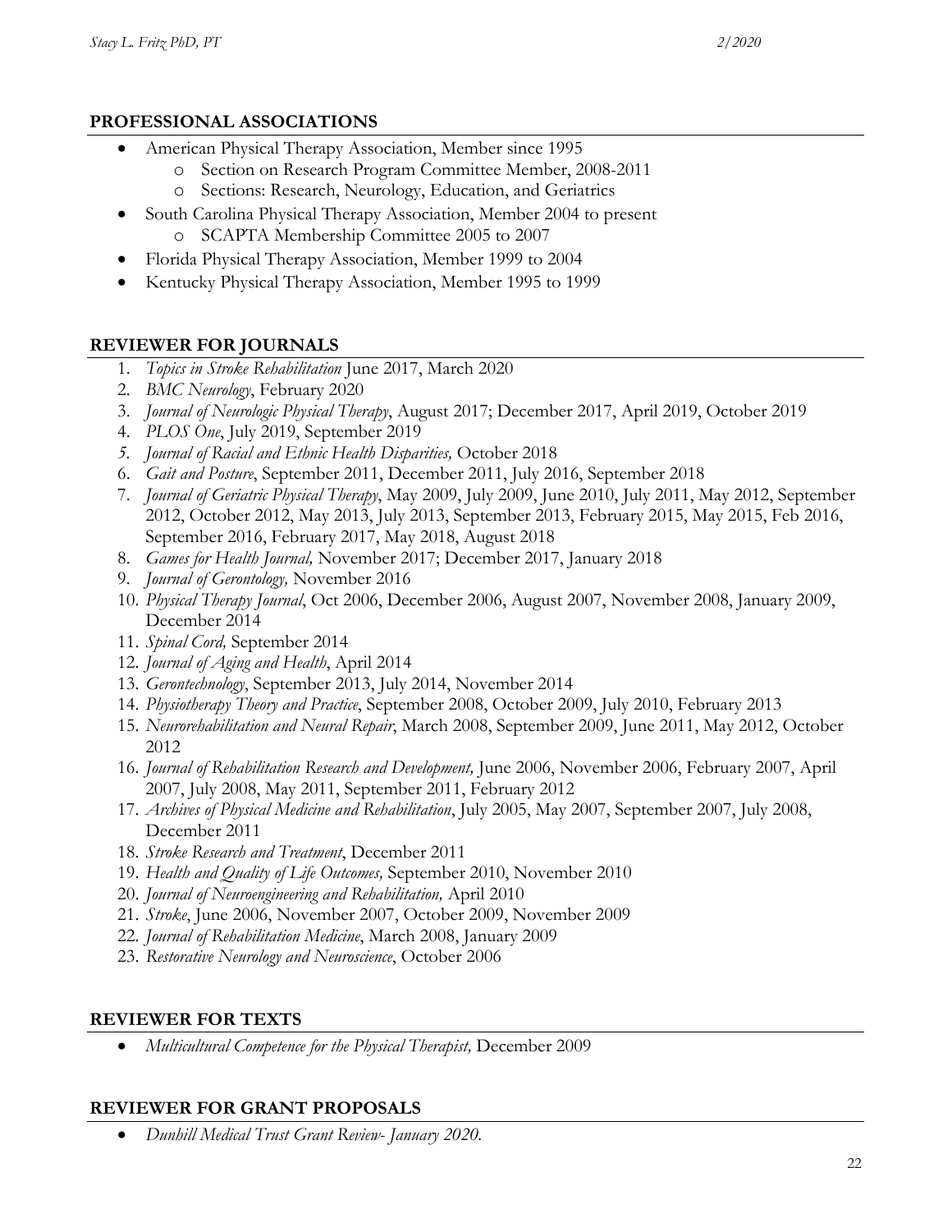## PROFESSIONAL ASSOCIATIONS

- American Physical Therapy Association, Member since 1995
  - Section on Research Program Committee Member, 2008-2011
  - Sections: Research, Neurology, Education, and Geriatrics
- South Carolina Physical Therapy Association, Member 2004 to present
  - SCAPTA Membership Committee 2005 to 2007
- Florida Physical Therapy Association, Member 1999 to 2004
- Kentucky Physical Therapy Association, Member 1995 to 1999

## REVIEWER FOR JOURNALS

1. *Topics in Stroke Rehabilitation* June 2017, March 2020
2. *BMC Neurology*, February 2020
3. *Journal of Neurologic Physical Therapy*, August 2017; December 2017, April 2019, October 2019
4. *PLOS One*, July 2019, September 2019
5. *Journal of Racial and Ethnic Health Disparities,* October 2018
6. *Gait and Posture*, September 2011, December 2011, July 2016, September 2018
7. *Journal of Geriatric Physical Therapy*, May 2009, July 2009, June 2010, July 2011, May 2012, September 2012, October 2012, May 2013, July 2013, September 2013, February 2015, May 2015, Feb 2016, September 2016, February 2017, May 2018, August 2018
8. *Games for Health Journal,* November 2017; December 2017, January 2018
9. *Journal of Gerontology,* November 2016
10. *Physical Therapy Journal*, Oct 2006, December 2006, August 2007, November 2008, January 2009, December 2014
11. *Spinal Cord,* September 2014
12. *Journal of Aging and Health*, April 2014
13. *Gerontechnology*, September 2013, July 2014, November 2014
14. *Physiotherapy Theory and Practice*, September 2008, October 2009, July 2010, February 2013
15. *Neurorehabilitation and Neural Repair*, March 2008, September 2009, June 2011, May 2012, October 2012
16. *Journal of Rehabilitation Research and Development,* June 2006, November 2006, February 2007, April 2007, July 2008, May 2011, September 2011, February 2012
17. *Archives of Physical Medicine and Rehabilitation*, July 2005, May 2007, September 2007, July 2008, December 2011
18. *Stroke Research and Treatment*, December 2011
19. *Health and Quality of Life Outcomes,* September 2010, November 2010
20. *Journal of Neuroengineering and Rehabilitation,* April 2010
21. *Stroke*, June 2006, November 2007, October 2009, November 2009
22. *Journal of Rehabilitation Medicine*, March 2008, January 2009
23. *Restorative Neurology and Neuroscience*, October 2006

## REVIEWER FOR TEXTS

- *Multicultural Competence for the Physical Therapist,* December 2009

## REVIEWER FOR GRANT PROPOSALS

- *Dunhill Medical Trust Grant Review- January 2020.*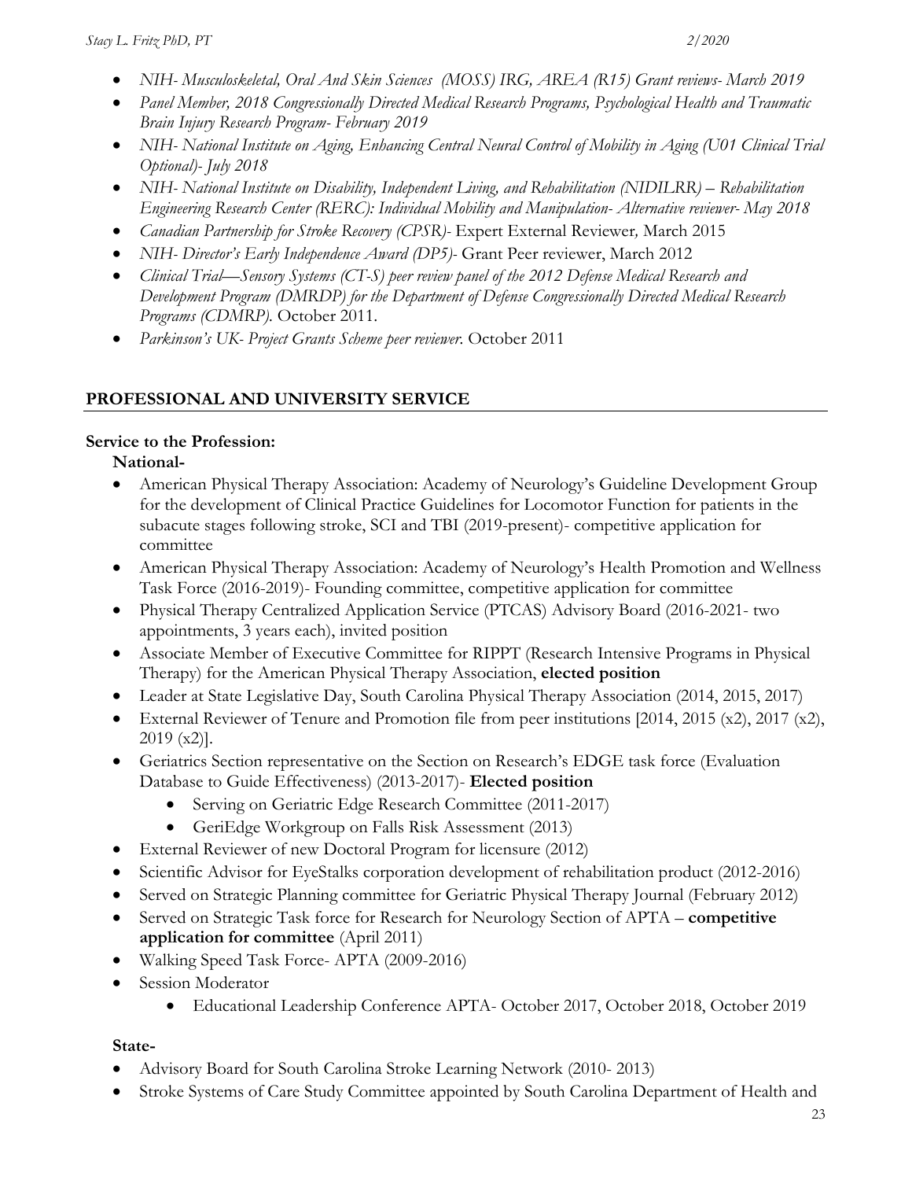- *NIH- Musculoskeletal, Oral And Skin Sciences (MOSS) IRG, AREA (R15) Grant reviews- March 2019*
- *Panel Member, 2018 Congressionally Directed Medical Research Programs, Psychological Health and Traumatic Brain Injury Research Program- February 2019*
- *NIH- National Institute on Aging, Enhancing Central Neural Control of Mobility in Aging (U01 Clinical Trial Optional)- July 2018*
- *NIH- National Institute on Disability, Independent Living, and Rehabilitation (NIDILRR) – Rehabilitation Engineering Research Center (RERC): Individual Mobility and Manipulation- Alternative reviewer- May 2018*
- *Canadian Partnership for Stroke Recovery (CPSR)-* Expert External Reviewer*,* March 2015
- *NIH- Director's Early Independence Award (DP5)-* Grant Peer reviewer, March 2012
- *Clinical Trial—Sensory Systems (CT-S) peer review panel of the 2012 Defense Medical Research and Development Program (DMRDP) for the Department of Defense Congressionally Directed Medical Research Programs (CDMRP).* October 2011.
- *Parkinson's UK- Project Grants Scheme peer reviewer.* October 2011

## PROFESSIONAL AND UNIVERSITY SERVICE

**Service to the Profession:**

**National-**

- American Physical Therapy Association: Academy of Neurology's Guideline Development Group for the development of Clinical Practice Guidelines for Locomotor Function for patients in the subacute stages following stroke, SCI and TBI (2019-present)- competitive application for committee
- American Physical Therapy Association: Academy of Neurology's Health Promotion and Wellness Task Force (2016-2019)- Founding committee, competitive application for committee
- Physical Therapy Centralized Application Service (PTCAS) Advisory Board (2016-2021- two appointments, 3 years each), invited position
- Associate Member of Executive Committee for RIPPT (Research Intensive Programs in Physical Therapy) for the American Physical Therapy Association, **elected position**
- Leader at State Legislative Day, South Carolina Physical Therapy Association (2014, 2015, 2017)
- External Reviewer of Tenure and Promotion file from peer institutions [2014, 2015 (x2), 2017 (x2), 2019 (x2)].
- Geriatrics Section representative on the Section on Research's EDGE task force (Evaluation Database to Guide Effectiveness) (2013-2017)- **Elected position**
  - Serving on Geriatric Edge Research Committee (2011-2017)
  - GeriEdge Workgroup on Falls Risk Assessment (2013)
- External Reviewer of new Doctoral Program for licensure (2012)
- Scientific Advisor for EyeStalks corporation development of rehabilitation product (2012-2016)
- Served on Strategic Planning committee for Geriatric Physical Therapy Journal (February 2012)
- Served on Strategic Task force for Research for Neurology Section of APTA – **competitive application for committee** (April 2011)
- Walking Speed Task Force- APTA (2009-2016)
- Session Moderator
  - Educational Leadership Conference APTA- October 2017, October 2018, October 2019

**State-**

- Advisory Board for South Carolina Stroke Learning Network (2010- 2013)
- Stroke Systems of Care Study Committee appointed by South Carolina Department of Health and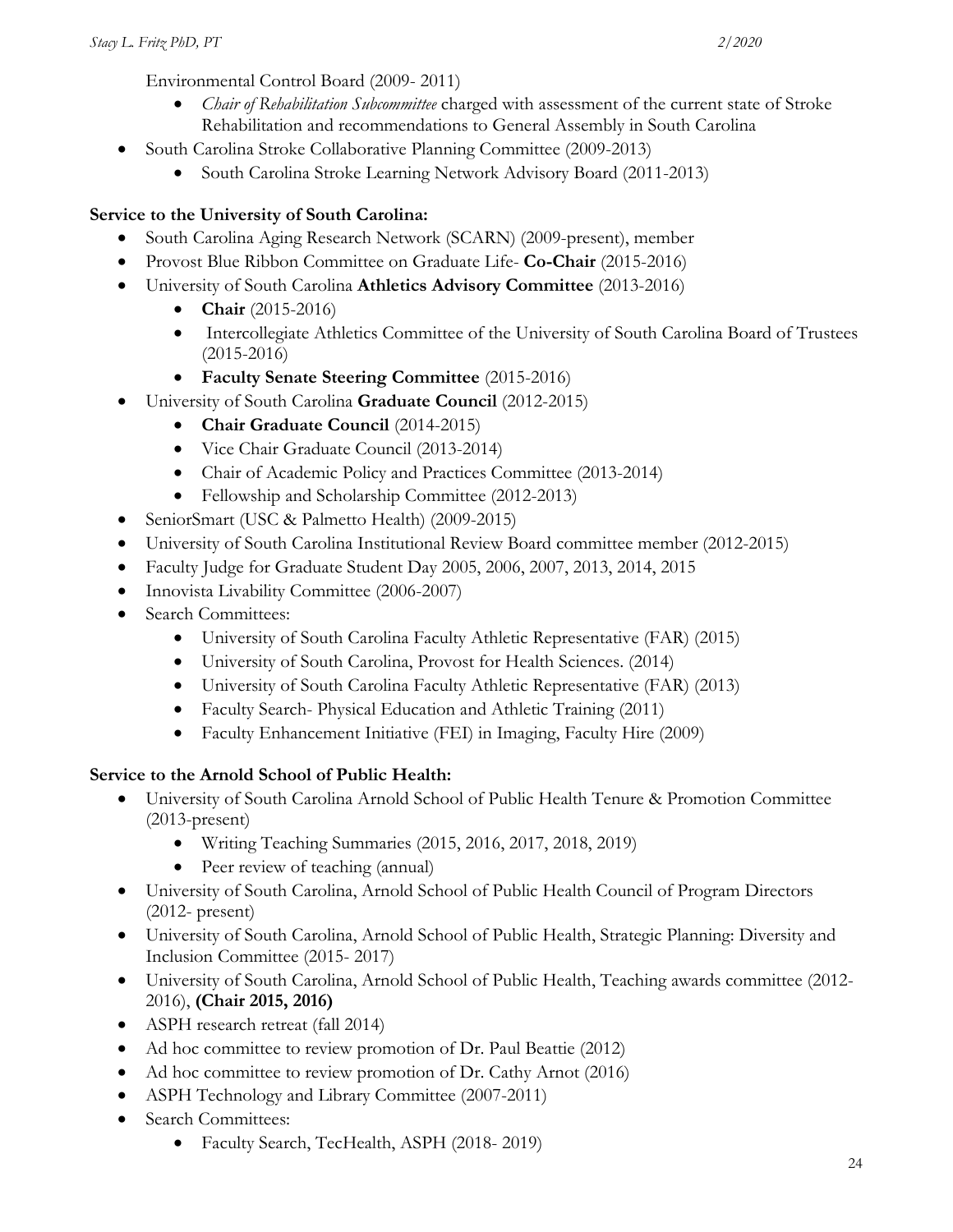Environmental Control Board (2009- 2011)

- *Chair of Rehabilitation Subcommittee* charged with assessment of the current state of Stroke Rehabilitation and recommendations to General Assembly in South Carolina

- South Carolina Stroke Collaborative Planning Committee (2009-2013)
  - South Carolina Stroke Learning Network Advisory Board (2011-2013)

**Service to the University of South Carolina:**

- South Carolina Aging Research Network (SCARN) (2009-present), member
- Provost Blue Ribbon Committee on Graduate Life- **Co-Chair** (2015-2016)
- University of South Carolina **Athletics Advisory Committee** (2013-2016)
  - **Chair** (2015-2016)
  - Intercollegiate Athletics Committee of the University of South Carolina Board of Trustees (2015-2016)
  - **Faculty Senate Steering Committee** (2015-2016)
- University of South Carolina **Graduate Council** (2012-2015)
  - **Chair Graduate Council** (2014-2015)
  - Vice Chair Graduate Council (2013-2014)
  - Chair of Academic Policy and Practices Committee (2013-2014)
  - Fellowship and Scholarship Committee (2012-2013)
- SeniorSmart (USC & Palmetto Health) (2009-2015)
- University of South Carolina Institutional Review Board committee member (2012-2015)
- Faculty Judge for Graduate Student Day 2005, 2006, 2007, 2013, 2014, 2015
- Innovista Livability Committee (2006-2007)
- Search Committees:
  - University of South Carolina Faculty Athletic Representative (FAR) (2015)
  - University of South Carolina, Provost for Health Sciences. (2014)
  - University of South Carolina Faculty Athletic Representative (FAR) (2013)
  - Faculty Search- Physical Education and Athletic Training (2011)
  - Faculty Enhancement Initiative (FEI) in Imaging, Faculty Hire (2009)

**Service to the Arnold School of Public Health:**

- University of South Carolina Arnold School of Public Health Tenure & Promotion Committee (2013-present)
  - Writing Teaching Summaries (2015, 2016, 2017, 2018, 2019)
  - Peer review of teaching (annual)
- University of South Carolina, Arnold School of Public Health Council of Program Directors (2012- present)
- University of South Carolina, Arnold School of Public Health, Strategic Planning: Diversity and Inclusion Committee (2015- 2017)
- University of South Carolina, Arnold School of Public Health, Teaching awards committee (2012-2016), **(Chair 2015, 2016)**
- ASPH research retreat (fall 2014)
- Ad hoc committee to review promotion of Dr. Paul Beattie (2012)
- Ad hoc committee to review promotion of Dr. Cathy Arnot (2016)
- ASPH Technology and Library Committee (2007-2011)
- Search Committees:
  - Faculty Search, TecHealth, ASPH (2018- 2019)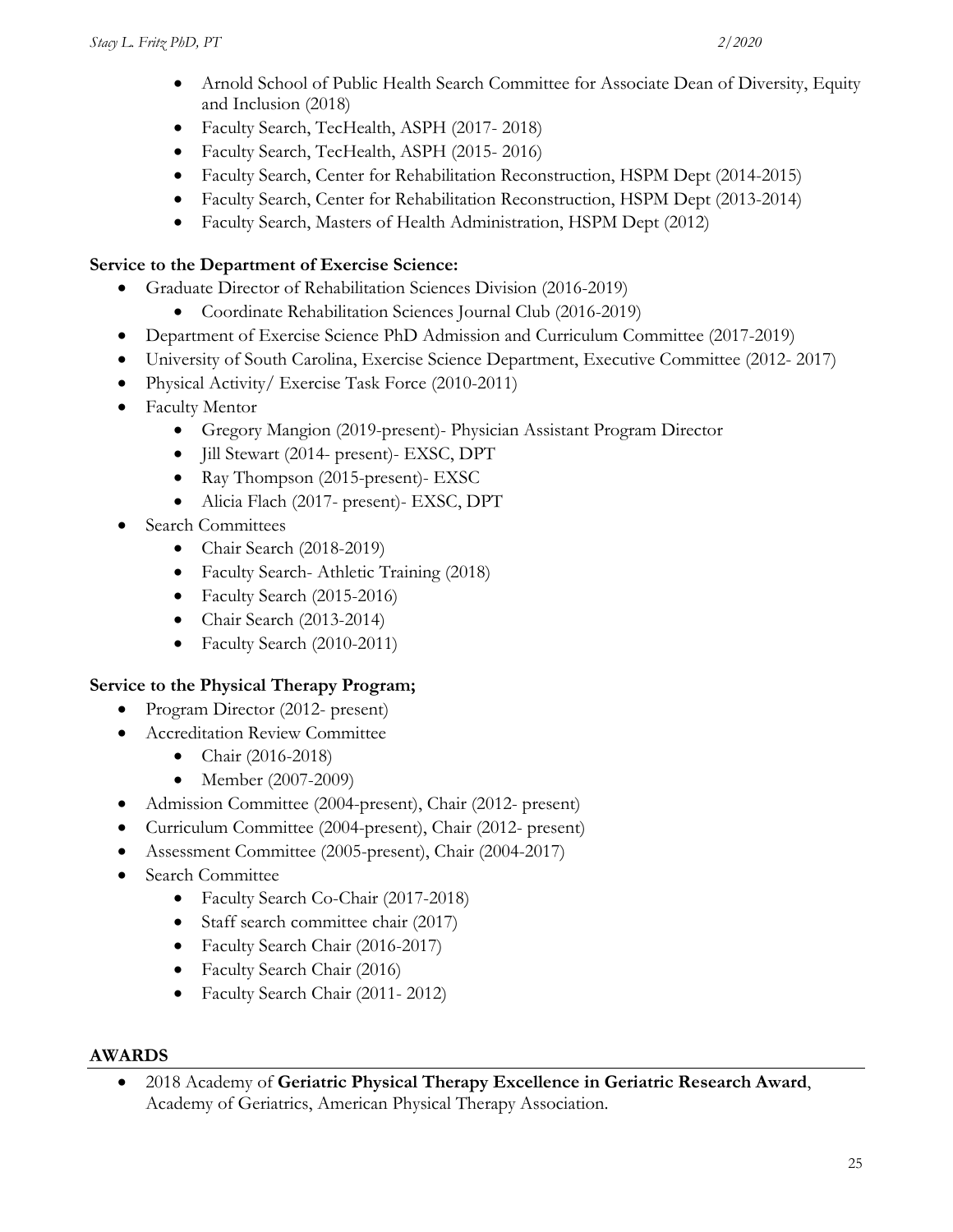- Arnold School of Public Health Search Committee for Associate Dean of Diversity, Equity and Inclusion (2018)
- Faculty Search, TecHealth, ASPH (2017- 2018)
- Faculty Search, TecHealth, ASPH (2015- 2016)
- Faculty Search, Center for Rehabilitation Reconstruction, HSPM Dept (2014-2015)
- Faculty Search, Center for Rehabilitation Reconstruction, HSPM Dept (2013-2014)
- Faculty Search, Masters of Health Administration, HSPM Dept (2012)

**Service to the Department of Exercise Science:**

- Graduate Director of Rehabilitation Sciences Division (2016-2019)
  - Coordinate Rehabilitation Sciences Journal Club (2016-2019)
- Department of Exercise Science PhD Admission and Curriculum Committee (2017-2019)
- University of South Carolina, Exercise Science Department, Executive Committee (2012- 2017)
- Physical Activity/ Exercise Task Force (2010-2011)
- Faculty Mentor
  - Gregory Mangion (2019-present)- Physician Assistant Program Director
  - Jill Stewart (2014- present)- EXSC, DPT
  - Ray Thompson (2015-present)- EXSC
  - Alicia Flach (2017- present)- EXSC, DPT
- Search Committees
  - Chair Search (2018-2019)
  - Faculty Search- Athletic Training (2018)
  - Faculty Search (2015-2016)
  - Chair Search (2013-2014)
  - Faculty Search (2010-2011)

**Service to the Physical Therapy Program;**

- Program Director (2012- present)
- Accreditation Review Committee
  - Chair (2016-2018)
  - Member (2007-2009)
- Admission Committee (2004-present), Chair (2012- present)
- Curriculum Committee (2004-present), Chair (2012- present)
- Assessment Committee (2005-present), Chair (2004-2017)
- Search Committee
  - Faculty Search Co-Chair (2017-2018)
  - Staff search committee chair (2017)
  - Faculty Search Chair (2016-2017)
  - Faculty Search Chair (2016)
  - Faculty Search Chair (2011- 2012)

## AWARDS

- 2018 Academy of **Geriatric Physical Therapy Excellence in Geriatric Research Award**, Academy of Geriatrics, American Physical Therapy Association.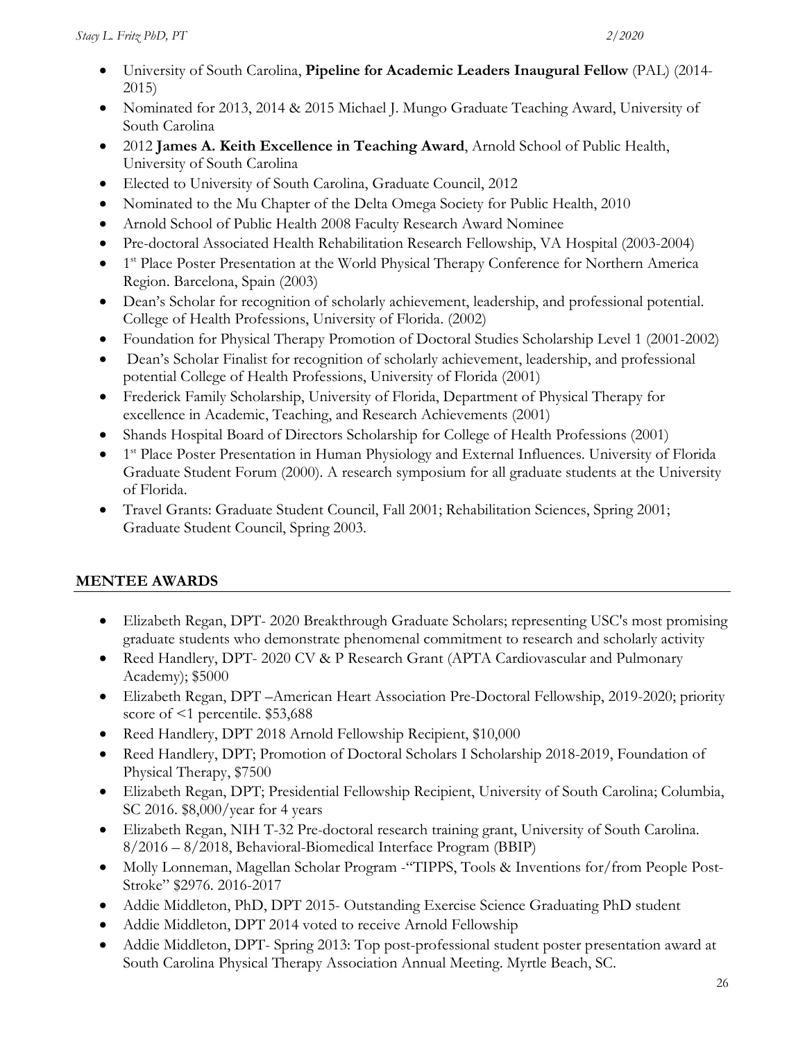- University of South Carolina, **Pipeline for Academic Leaders Inaugural Fellow** (PAL) (2014-2015)
- Nominated for 2013, 2014 & 2015 Michael J. Mungo Graduate Teaching Award, University of South Carolina
- 2012 **James A. Keith Excellence in Teaching Award**, Arnold School of Public Health, University of South Carolina
- Elected to University of South Carolina, Graduate Council, 2012
- Nominated to the Mu Chapter of the Delta Omega Society for Public Health, 2010
- Arnold School of Public Health 2008 Faculty Research Award Nominee
- Pre-doctoral Associated Health Rehabilitation Research Fellowship, VA Hospital (2003-2004)
- 1st Place Poster Presentation at the World Physical Therapy Conference for Northern America Region. Barcelona, Spain (2003)
- Dean's Scholar for recognition of scholarly achievement, leadership, and professional potential. College of Health Professions, University of Florida. (2002)
- Foundation for Physical Therapy Promotion of Doctoral Studies Scholarship Level 1 (2001-2002)
- Dean's Scholar Finalist for recognition of scholarly achievement, leadership, and professional potential College of Health Professions, University of Florida (2001)
- Frederick Family Scholarship, University of Florida, Department of Physical Therapy for excellence in Academic, Teaching, and Research Achievements (2001)
- Shands Hospital Board of Directors Scholarship for College of Health Professions (2001)
- 1st Place Poster Presentation in Human Physiology and External Influences. University of Florida Graduate Student Forum (2000). A research symposium for all graduate students at the University of Florida.
- Travel Grants: Graduate Student Council, Fall 2001; Rehabilitation Sciences, Spring 2001; Graduate Student Council, Spring 2003.

## MENTEE AWARDS

- Elizabeth Regan, DPT- 2020 Breakthrough Graduate Scholars; representing USC's most promising graduate students who demonstrate phenomenal commitment to research and scholarly activity
- Reed Handlery, DPT- 2020 CV & P Research Grant (APTA Cardiovascular and Pulmonary Academy); $5000
- Elizabeth Regan, DPT –American Heart Association Pre-Doctoral Fellowship, 2019-2020; priority score of <1 percentile. $53,688
- Reed Handlery, DPT 2018 Arnold Fellowship Recipient, $10,000
- Reed Handlery, DPT; Promotion of Doctoral Scholars I Scholarship 2018-2019, Foundation of Physical Therapy, $7500
- Elizabeth Regan, DPT; Presidential Fellowship Recipient, University of South Carolina; Columbia, SC 2016. $8,000/year for 4 years
- Elizabeth Regan, NIH T-32 Pre-doctoral research training grant, University of South Carolina. 8/2016 – 8/2018, Behavioral-Biomedical Interface Program (BBIP)
- Molly Lonneman, Magellan Scholar Program -"TIPPS, Tools & Inventions for/from People Post-Stroke" $2976. 2016-2017
- Addie Middleton, PhD, DPT 2015- Outstanding Exercise Science Graduating PhD student
- Addie Middleton, DPT 2014 voted to receive Arnold Fellowship
- Addie Middleton, DPT- Spring 2013: Top post-professional student poster presentation award at South Carolina Physical Therapy Association Annual Meeting. Myrtle Beach, SC.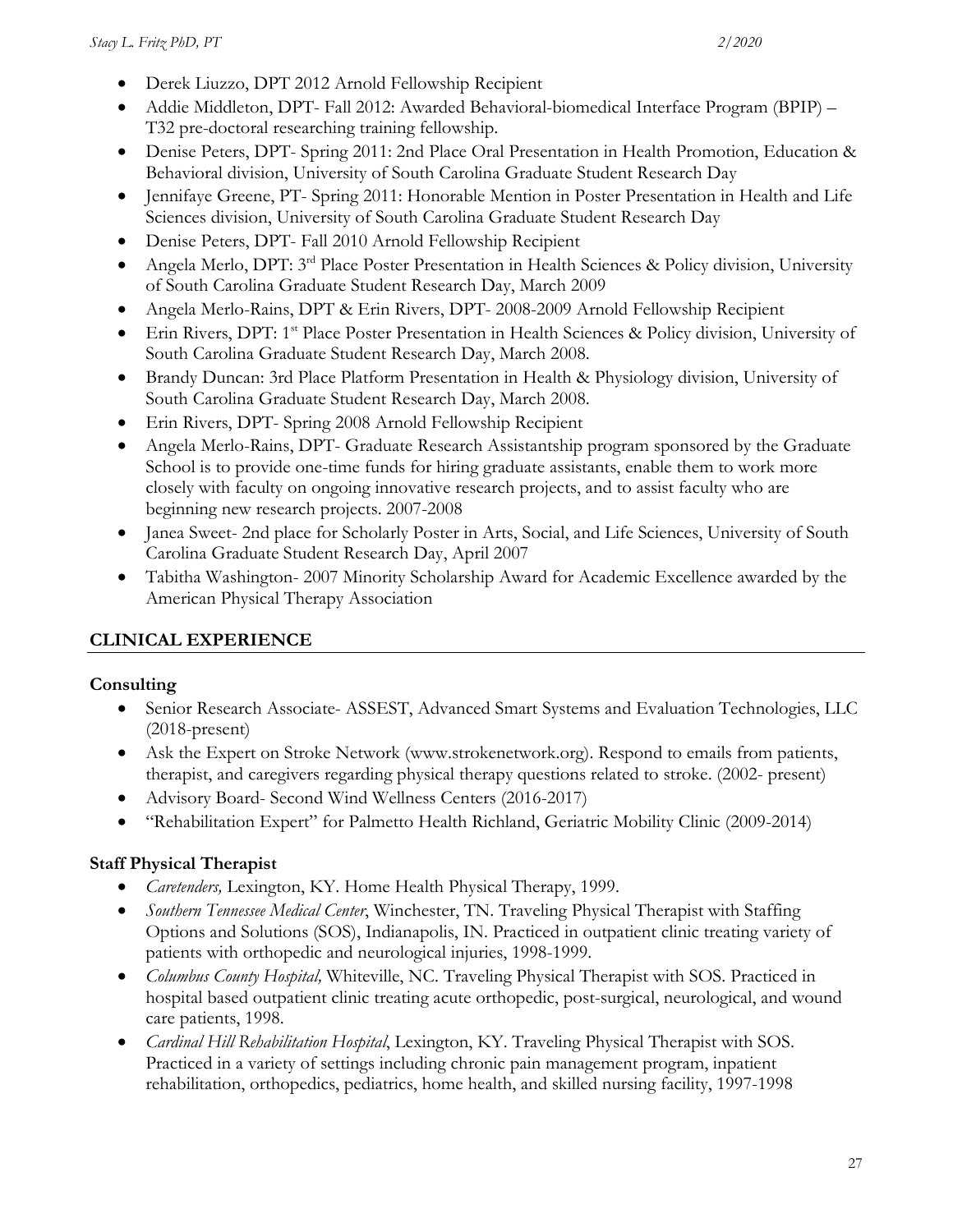- Derek Liuzzo, DPT 2012 Arnold Fellowship Recipient
- Addie Middleton, DPT- Fall 2012: Awarded Behavioral-biomedical Interface Program (BPIP) – T32 pre-doctoral researching training fellowship.
- Denise Peters, DPT- Spring 2011: 2nd Place Oral Presentation in Health Promotion, Education & Behavioral division, University of South Carolina Graduate Student Research Day
- Jennifaye Greene, PT- Spring 2011: Honorable Mention in Poster Presentation in Health and Life Sciences division, University of South Carolina Graduate Student Research Day
- Denise Peters, DPT- Fall 2010 Arnold Fellowship Recipient
- Angela Merlo, DPT: 3rd Place Poster Presentation in Health Sciences & Policy division, University of South Carolina Graduate Student Research Day, March 2009
- Angela Merlo-Rains, DPT & Erin Rivers, DPT- 2008-2009 Arnold Fellowship Recipient
- Erin Rivers, DPT: 1st Place Poster Presentation in Health Sciences & Policy division, University of South Carolina Graduate Student Research Day, March 2008.
- Brandy Duncan: 3rd Place Platform Presentation in Health & Physiology division, University of South Carolina Graduate Student Research Day, March 2008.
- Erin Rivers, DPT- Spring 2008 Arnold Fellowship Recipient
- Angela Merlo-Rains, DPT- Graduate Research Assistantship program sponsored by the Graduate School is to provide one-time funds for hiring graduate assistants, enable them to work more closely with faculty on ongoing innovative research projects, and to assist faculty who are beginning new research projects. 2007-2008
- Janea Sweet- 2nd place for Scholarly Poster in Arts, Social, and Life Sciences, University of South Carolina Graduate Student Research Day, April 2007
- Tabitha Washington- 2007 Minority Scholarship Award for Academic Excellence awarded by the American Physical Therapy Association

## CLINICAL EXPERIENCE

### Consulting

- Senior Research Associate- ASSEST, Advanced Smart Systems and Evaluation Technologies, LLC (2018-present)
- Ask the Expert on Stroke Network (www.strokenetwork.org). Respond to emails from patients, therapist, and caregivers regarding physical therapy questions related to stroke. (2002- present)
- Advisory Board- Second Wind Wellness Centers (2016-2017)
- "Rehabilitation Expert" for Palmetto Health Richland, Geriatric Mobility Clinic (2009-2014)

### Staff Physical Therapist

- *Caretenders,* Lexington, KY. Home Health Physical Therapy, 1999.
- *Southern Tennessee Medical Center*, Winchester, TN. Traveling Physical Therapist with Staffing Options and Solutions (SOS), Indianapolis, IN. Practiced in outpatient clinic treating variety of patients with orthopedic and neurological injuries, 1998-1999.
- *Columbus County Hospital,* Whiteville, NC. Traveling Physical Therapist with SOS. Practiced in hospital based outpatient clinic treating acute orthopedic, post-surgical, neurological, and wound care patients, 1998.
- *Cardinal Hill Rehabilitation Hospital*, Lexington, KY. Traveling Physical Therapist with SOS. Practiced in a variety of settings including chronic pain management program, inpatient rehabilitation, orthopedics, pediatrics, home health, and skilled nursing facility, 1997-1998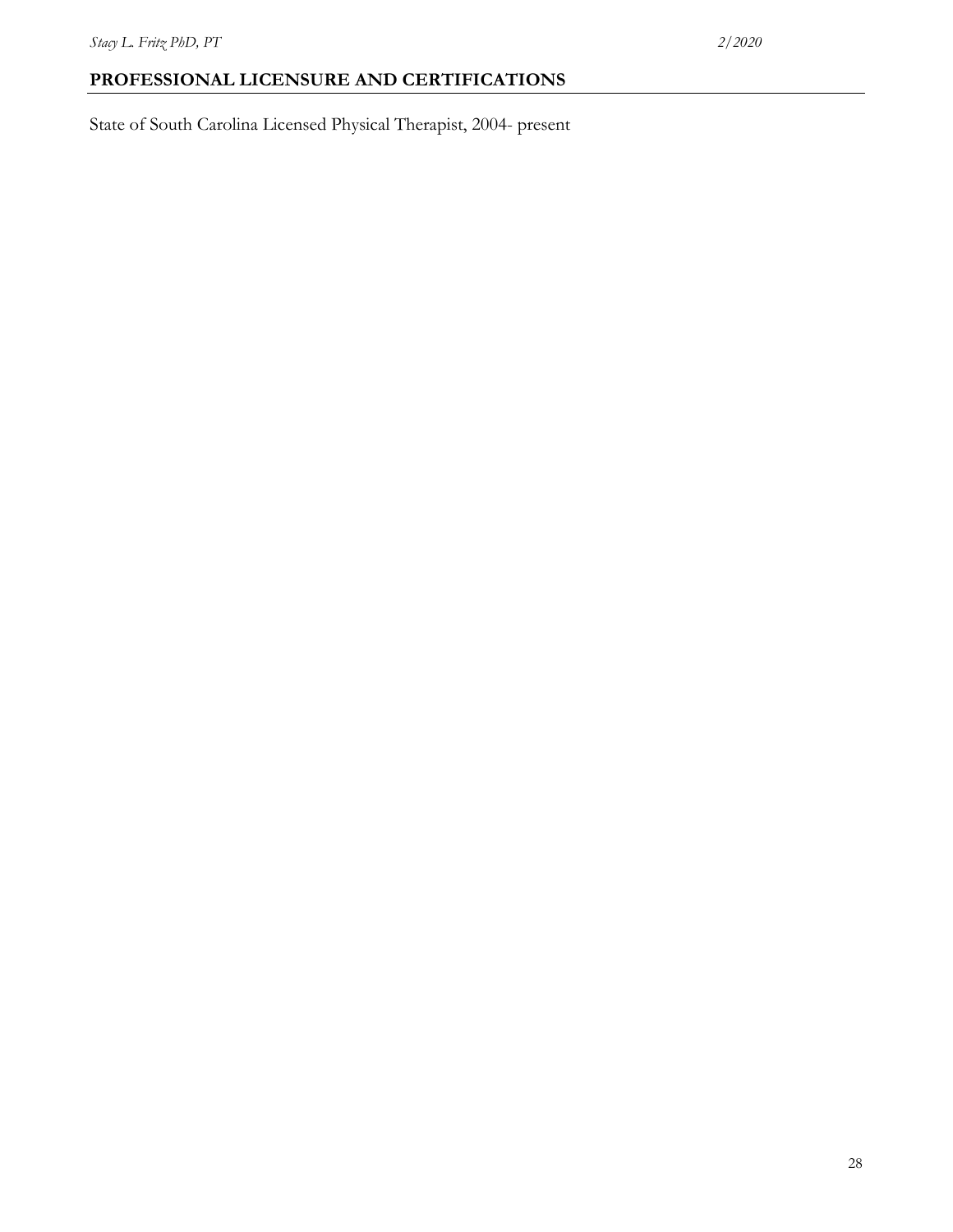## PROFESSIONAL LICENSURE AND CERTIFICATIONS

State of South Carolina Licensed Physical Therapist, 2004- present